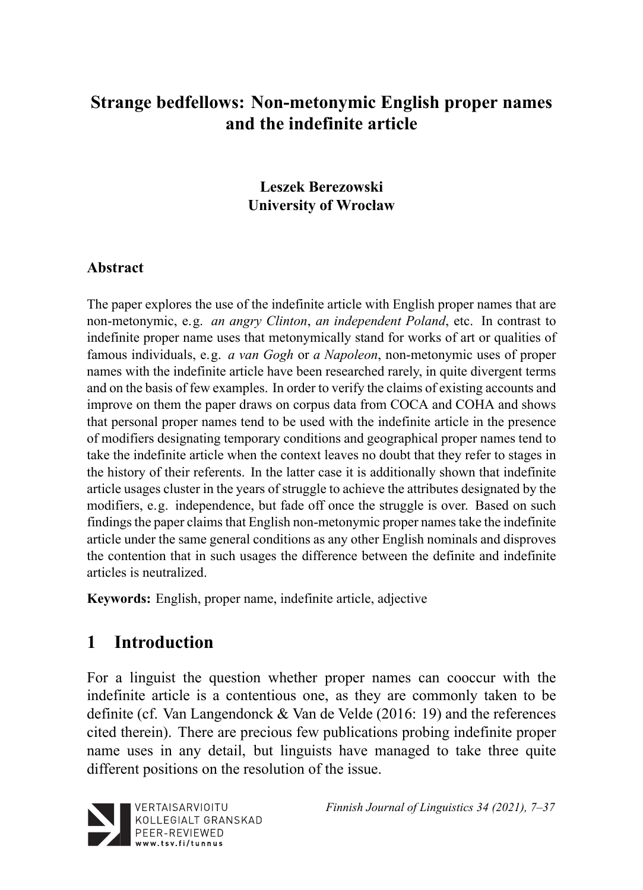# Strange bedfellows: Non-metonymic English proper names and the indefinite article

**Leszek Berezowski**
**University of Wrocław**

## Abstract

The paper explores the use of the indefinite article with English proper names that are non-metonymic, e.g. *an angry Clinton*, *an independent Poland*, etc. In contrast to indefinite proper name uses that metonymically stand for works of art or qualities of famous individuals, e.g. *a van Gogh* or *a Napoleon*, non-metonymic uses of proper names with the indefinite article have been researched rarely, in quite divergent terms and on the basis of few examples. In order to verify the claims of existing accounts and improve on them the paper draws on corpus data from COCA and COHA and shows that personal proper names tend to be used with the indefinite article in the presence of modifiers designating temporary conditions and geographical proper names tend to take the indefinite article when the context leaves no doubt that they refer to stages in the history of their referents. In the latter case it is additionally shown that indefinite article usages cluster in the years of struggle to achieve the attributes designated by the modifiers, e.g. independence, but fade off once the struggle is over. Based on such findings the paper claims that English non-metonymic proper names take the indefinite article under the same general conditions as any other English nominals and disproves the contention that in such usages the difference between the definite and indefinite articles is neutralized.

**Keywords:** English, proper name, indefinite article, adjective

## 1 Introduction

For a linguist the question whether proper names can cooccur with the indefinite article is a contentious one, as they are commonly taken to be definite (cf. Van Langendonck & Van de Velde (2016: 19) and the references cited therein). There are precious few publications probing indefinite proper name uses in any detail, but linguists have managed to take three quite different positions on the resolution of the issue.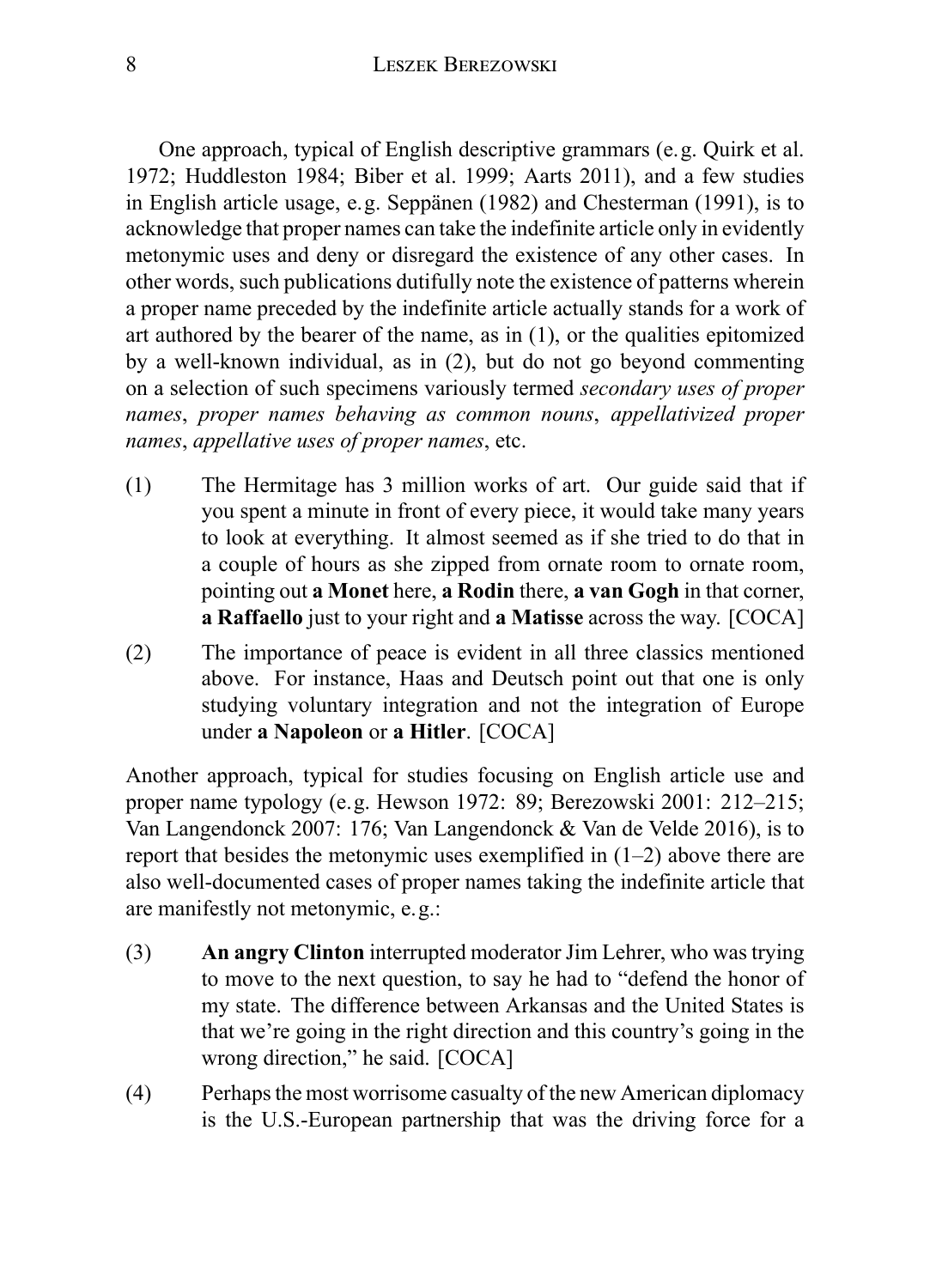One approach, typical of English descriptive grammars (e.g. Quirk et al. 1972; Huddleston 1984; Biber et al. 1999; Aarts 2011), and a few studies in English article usage, e.g. Seppänen (1982) and Chesterman (1991), is to acknowledge that proper names can take the indefinite article only in evidently metonymic uses and deny or disregard the existence of any other cases. In other words, such publications dutifully note the existence of patterns wherein a proper name preceded by the indefinite article actually stands for a work of art authored by the bearer of the name, as in (1), or the qualities epitomized by a well-known individual, as in (2), but do not go beyond commenting on a selection of such specimens variously termed *secondary uses of proper names*, *proper names behaving as common nouns*, *appellativized proper names*, *appellative uses of proper names*, etc.

(1) The Hermitage has 3 million works of art. Our guide said that if you spent a minute in front of every piece, it would take many years to look at everything. It almost seemed as if she tried to do that in a couple of hours as she zipped from ornate room to ornate room, pointing out **a Monet** here, **a Rodin** there, **a van Gogh** in that corner, **a Raffaello** just to your right and **a Matisse** across the way. [COCA]

(2) The importance of peace is evident in all three classics mentioned above. For instance, Haas and Deutsch point out that one is only studying voluntary integration and not the integration of Europe under **a Napoleon** or **a Hitler**. [COCA]

Another approach, typical for studies focusing on English article use and proper name typology (e.g. Hewson 1972: 89; Berezowski 2001: 212–215; Van Langendonck 2007: 176; Van Langendonck & Van de Velde 2016), is to report that besides the metonymic uses exemplified in (1–2) above there are also well-documented cases of proper names taking the indefinite article that are manifestly not metonymic, e.g.:

(3) **An angry Clinton** interrupted moderator Jim Lehrer, who was trying to move to the next question, to say he had to "defend the honor of my state. The difference between Arkansas and the United States is that we're going in the right direction and this country's going in the wrong direction," he said. [COCA]

(4) Perhaps the most worrisome casualty of the new American diplomacy is the U.S.-European partnership that was the driving force for a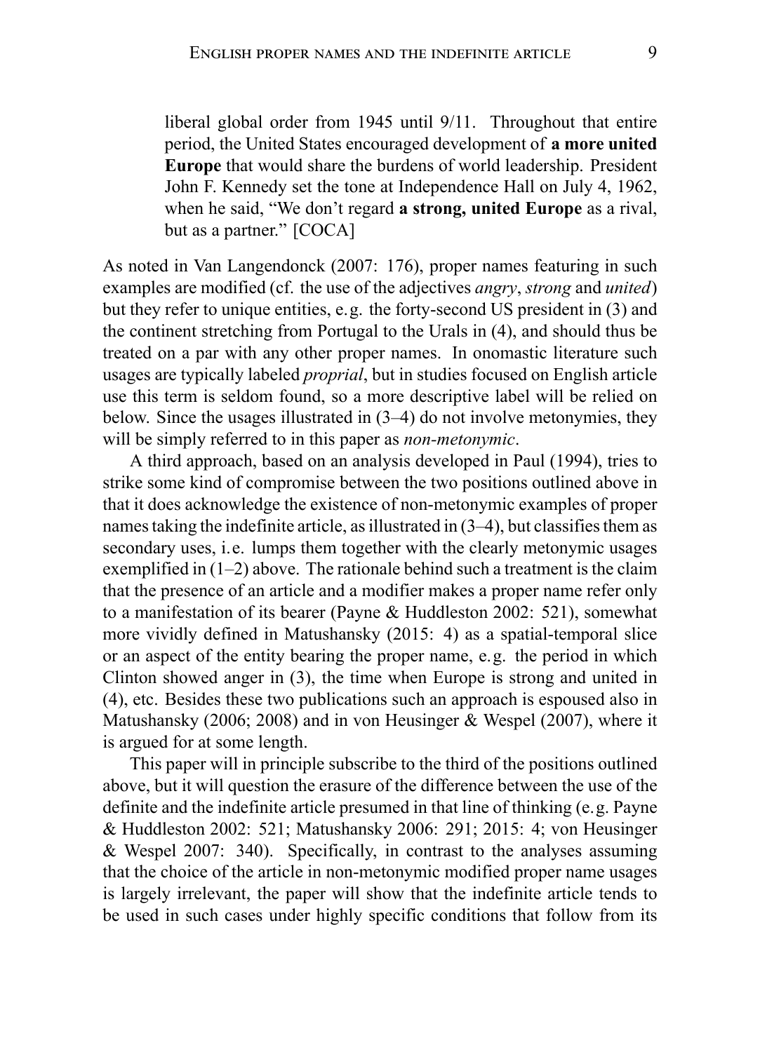> liberal global order from 1945 until 9/11. Throughout that entire period, the United States encouraged development of **a more united Europe** that would share the burdens of world leadership. President John F. Kennedy set the tone at Independence Hall on July 4, 1962, when he said, "We don't regard **a strong, united Europe** as a rival, but as a partner." [COCA]

As noted in Van Langendonck (2007: 176), proper names featuring in such examples are modified (cf. the use of the adjectives *angry*, *strong* and *united*) but they refer to unique entities, e.g. the forty-second US president in (3) and the continent stretching from Portugal to the Urals in (4), and should thus be treated on a par with any other proper names. In onomastic literature such usages are typically labeled *proprial*, but in studies focused on English article use this term is seldom found, so a more descriptive label will be relied on below. Since the usages illustrated in (3–4) do not involve metonymies, they will be simply referred to in this paper as *non-metonymic*.

A third approach, based on an analysis developed in Paul (1994), tries to strike some kind of compromise between the two positions outlined above in that it does acknowledge the existence of non-metonymic examples of proper names taking the indefinite article, as illustrated in (3–4), but classifies them as secondary uses, i.e. lumps them together with the clearly metonymic usages exemplified in (1–2) above. The rationale behind such a treatment is the claim that the presence of an article and a modifier makes a proper name refer only to a manifestation of its bearer (Payne & Huddleston 2002: 521), somewhat more vividly defined in Matushansky (2015: 4) as a spatial-temporal slice or an aspect of the entity bearing the proper name, e.g. the period in which Clinton showed anger in (3), the time when Europe is strong and united in (4), etc. Besides these two publications such an approach is espoused also in Matushansky (2006; 2008) and in von Heusinger & Wespel (2007), where it is argued for at some length.

This paper will in principle subscribe to the third of the positions outlined above, but it will question the erasure of the difference between the use of the definite and the indefinite article presumed in that line of thinking (e.g. Payne & Huddleston 2002: 521; Matushansky 2006: 291; 2015: 4; von Heusinger & Wespel 2007: 340). Specifically, in contrast to the analyses assuming that the choice of the article in non-metonymic modified proper name usages is largely irrelevant, the paper will show that the indefinite article tends to be used in such cases under highly specific conditions that follow from its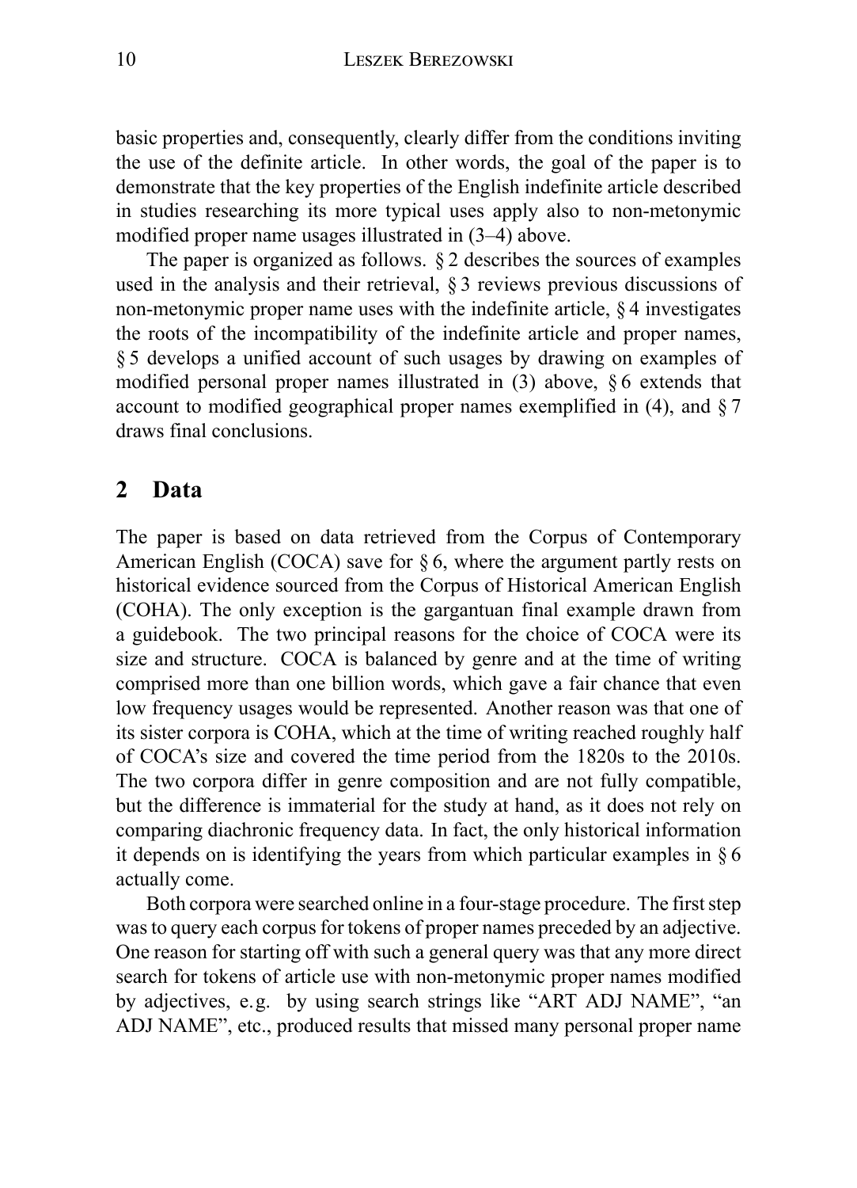basic properties and, consequently, clearly differ from the conditions inviting the use of the definite article. In other words, the goal of the paper is to demonstrate that the key properties of the English indefinite article described in studies researching its more typical uses apply also to non-metonymic modified proper name usages illustrated in (3–4) above.

The paper is organized as follows. § 2 describes the sources of examples used in the analysis and their retrieval, § 3 reviews previous discussions of non-metonymic proper name uses with the indefinite article, § 4 investigates the roots of the incompatibility of the indefinite article and proper names, § 5 develops a unified account of such usages by drawing on examples of modified personal proper names illustrated in (3) above, § 6 extends that account to modified geographical proper names exemplified in (4), and § 7 draws final conclusions.

## 2 Data

The paper is based on data retrieved from the Corpus of Contemporary American English (COCA) save for § 6, where the argument partly rests on historical evidence sourced from the Corpus of Historical American English (COHA). The only exception is the gargantuan final example drawn from a guidebook. The two principal reasons for the choice of COCA were its size and structure. COCA is balanced by genre and at the time of writing comprised more than one billion words, which gave a fair chance that even low frequency usages would be represented. Another reason was that one of its sister corpora is COHA, which at the time of writing reached roughly half of COCA's size and covered the time period from the 1820s to the 2010s. The two corpora differ in genre composition and are not fully compatible, but the difference is immaterial for the study at hand, as it does not rely on comparing diachronic frequency data. In fact, the only historical information it depends on is identifying the years from which particular examples in § 6 actually come.

Both corpora were searched online in a four-stage procedure. The first step was to query each corpus for tokens of proper names preceded by an adjective. One reason for starting off with such a general query was that any more direct search for tokens of article use with non-metonymic proper names modified by adjectives, e.g. by using search strings like "ART ADJ NAME", "an ADJ NAME", etc., produced results that missed many personal proper name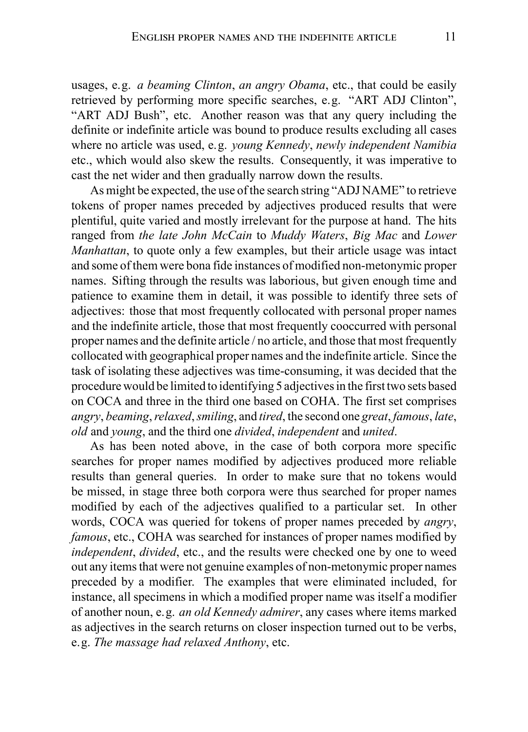usages, e.g. *a beaming Clinton*, *an angry Obama*, etc., that could be easily retrieved by performing more specific searches, e.g. "ART ADJ Clinton", "ART ADJ Bush", etc. Another reason was that any query including the definite or indefinite article was bound to produce results excluding all cases where no article was used, e.g. *young Kennedy*, *newly independent Namibia* etc., which would also skew the results. Consequently, it was imperative to cast the net wider and then gradually narrow down the results.

As might be expected, the use of the search string "ADJ NAME" to retrieve tokens of proper names preceded by adjectives produced results that were plentiful, quite varied and mostly irrelevant for the purpose at hand. The hits ranged from *the late John McCain* to *Muddy Waters*, *Big Mac* and *Lower Manhattan*, to quote only a few examples, but their article usage was intact and some of them were bona fide instances of modified non-metonymic proper names. Sifting through the results was laborious, but given enough time and patience to examine them in detail, it was possible to identify three sets of adjectives: those that most frequently collocated with personal proper names and the indefinite article, those that most frequently cooccurred with personal proper names and the definite article / no article, and those that most frequently collocated with geographical proper names and the indefinite article. Since the task of isolating these adjectives was time-consuming, it was decided that the procedure would be limited to identifying 5 adjectives in the first two sets based on COCA and three in the third one based on COHA. The first set comprises *angry*, *beaming*, *relaxed*, *smiling*, and *tired*, the second one *great*, *famous*, *late*, *old* and *young*, and the third one *divided*, *independent* and *united*.

As has been noted above, in the case of both corpora more specific searches for proper names modified by adjectives produced more reliable results than general queries. In order to make sure that no tokens would be missed, in stage three both corpora were thus searched for proper names modified by each of the adjectives qualified to a particular set. In other words, COCA was queried for tokens of proper names preceded by *angry*, *famous*, etc., COHA was searched for instances of proper names modified by *independent*, *divided*, etc., and the results were checked one by one to weed out any items that were not genuine examples of non-metonymic proper names preceded by a modifier. The examples that were eliminated included, for instance, all specimens in which a modified proper name was itself a modifier of another noun, e.g. *an old Kennedy admirer*, any cases where items marked as adjectives in the search returns on closer inspection turned out to be verbs, e.g. *The massage had relaxed Anthony*, etc.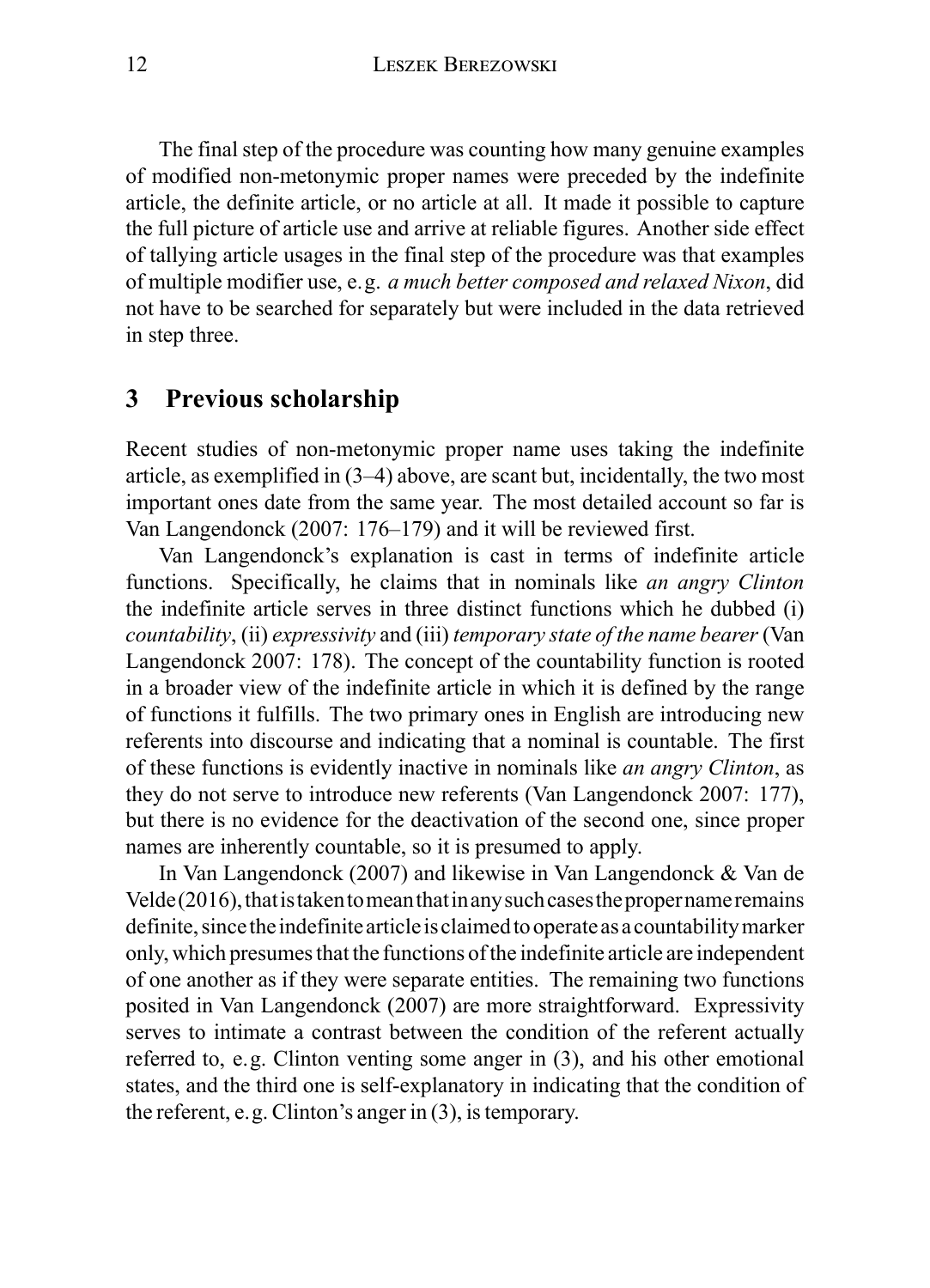The final step of the procedure was counting how many genuine examples of modified non-metonymic proper names were preceded by the indefinite article, the definite article, or no article at all. It made it possible to capture the full picture of article use and arrive at reliable figures. Another side effect of tallying article usages in the final step of the procedure was that examples of multiple modifier use, e.g. *a much better composed and relaxed Nixon*, did not have to be searched for separately but were included in the data retrieved in step three.

## 3 Previous scholarship

Recent studies of non-metonymic proper name uses taking the indefinite article, as exemplified in (3–4) above, are scant but, incidentally, the two most important ones date from the same year. The most detailed account so far is Van Langendonck (2007: 176–179) and it will be reviewed first.

Van Langendonck's explanation is cast in terms of indefinite article functions. Specifically, he claims that in nominals like *an angry Clinton* the indefinite article serves in three distinct functions which he dubbed (i) *countability*, (ii) *expressivity* and (iii) *temporary state of the name bearer* (Van Langendonck 2007: 178). The concept of the countability function is rooted in a broader view of the indefinite article in which it is defined by the range of functions it fulfills. The two primary ones in English are introducing new referents into discourse and indicating that a nominal is countable. The first of these functions is evidently inactive in nominals like *an angry Clinton*, as they do not serve to introduce new referents (Van Langendonck 2007: 177), but there is no evidence for the deactivation of the second one, since proper names are inherently countable, so it is presumed to apply.

In Van Langendonck (2007) and likewise in Van Langendonck & Van de Velde (2016), that is taken to mean that in any such cases the proper name remains definite, since the indefinite article is claimed to operate as a countability marker only, which presumes that the functions of the indefinite article are independent of one another as if they were separate entities. The remaining two functions posited in Van Langendonck (2007) are more straightforward. Expressivity serves to intimate a contrast between the condition of the referent actually referred to, e.g. Clinton venting some anger in (3), and his other emotional states, and the third one is self-explanatory in indicating that the condition of the referent, e.g. Clinton's anger in (3), is temporary.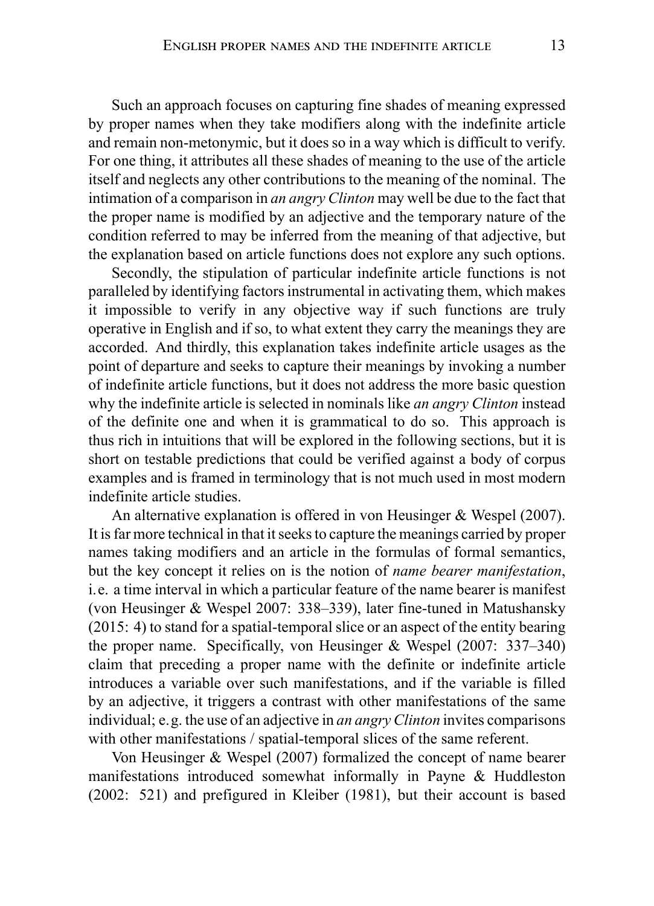Such an approach focuses on capturing fine shades of meaning expressed by proper names when they take modifiers along with the indefinite article and remain non-metonymic, but it does so in a way which is difficult to verify. For one thing, it attributes all these shades of meaning to the use of the article itself and neglects any other contributions to the meaning of the nominal. The intimation of a comparison in *an angry Clinton* may well be due to the fact that the proper name is modified by an adjective and the temporary nature of the condition referred to may be inferred from the meaning of that adjective, but the explanation based on article functions does not explore any such options.

Secondly, the stipulation of particular indefinite article functions is not paralleled by identifying factors instrumental in activating them, which makes it impossible to verify in any objective way if such functions are truly operative in English and if so, to what extent they carry the meanings they are accorded. And thirdly, this explanation takes indefinite article usages as the point of departure and seeks to capture their meanings by invoking a number of indefinite article functions, but it does not address the more basic question why the indefinite article is selected in nominals like *an angry Clinton* instead of the definite one and when it is grammatical to do so. This approach is thus rich in intuitions that will be explored in the following sections, but it is short on testable predictions that could be verified against a body of corpus examples and is framed in terminology that is not much used in most modern indefinite article studies.

An alternative explanation is offered in von Heusinger & Wespel (2007). It is far more technical in that it seeks to capture the meanings carried by proper names taking modifiers and an article in the formulas of formal semantics, but the key concept it relies on is the notion of *name bearer manifestation*, i.e. a time interval in which a particular feature of the name bearer is manifest (von Heusinger & Wespel 2007: 338–339), later fine-tuned in Matushansky (2015: 4) to stand for a spatial-temporal slice or an aspect of the entity bearing the proper name. Specifically, von Heusinger & Wespel (2007: 337–340) claim that preceding a proper name with the definite or indefinite article introduces a variable over such manifestations, and if the variable is filled by an adjective, it triggers a contrast with other manifestations of the same individual; e.g. the use of an adjective in *an angry Clinton* invites comparisons with other manifestations / spatial-temporal slices of the same referent.

Von Heusinger & Wespel (2007) formalized the concept of name bearer manifestations introduced somewhat informally in Payne & Huddleston (2002: 521) and prefigured in Kleiber (1981), but their account is based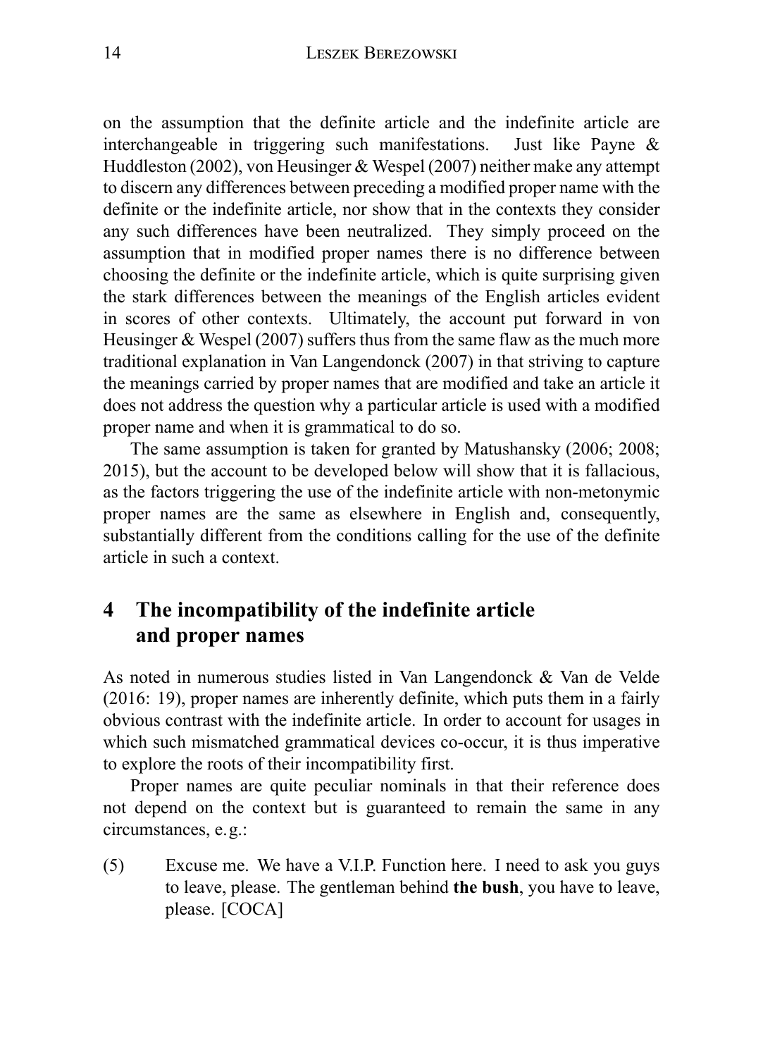on the assumption that the definite article and the indefinite article are interchangeable in triggering such manifestations. Just like Payne & Huddleston (2002), von Heusinger & Wespel (2007) neither make any attempt to discern any differences between preceding a modified proper name with the definite or the indefinite article, nor show that in the contexts they consider any such differences have been neutralized. They simply proceed on the assumption that in modified proper names there is no difference between choosing the definite or the indefinite article, which is quite surprising given the stark differences between the meanings of the English articles evident in scores of other contexts. Ultimately, the account put forward in von Heusinger & Wespel (2007) suffers thus from the same flaw as the much more traditional explanation in Van Langendonck (2007) in that striving to capture the meanings carried by proper names that are modified and take an article it does not address the question why a particular article is used with a modified proper name and when it is grammatical to do so.

The same assumption is taken for granted by Matushansky (2006; 2008; 2015), but the account to be developed below will show that it is fallacious, as the factors triggering the use of the indefinite article with non-metonymic proper names are the same as elsewhere in English and, consequently, substantially different from the conditions calling for the use of the definite article in such a context.

## 4 The incompatibility of the indefinite article and proper names

As noted in numerous studies listed in Van Langendonck & Van de Velde (2016: 19), proper names are inherently definite, which puts them in a fairly obvious contrast with the indefinite article. In order to account for usages in which such mismatched grammatical devices co-occur, it is thus imperative to explore the roots of their incompatibility first.

Proper names are quite peculiar nominals in that their reference does not depend on the context but is guaranteed to remain the same in any circumstances, e.g.:

(5) Excuse me. We have a V.I.P. Function here. I need to ask you guys to leave, please. The gentleman behind **the bush**, you have to leave, please. [COCA]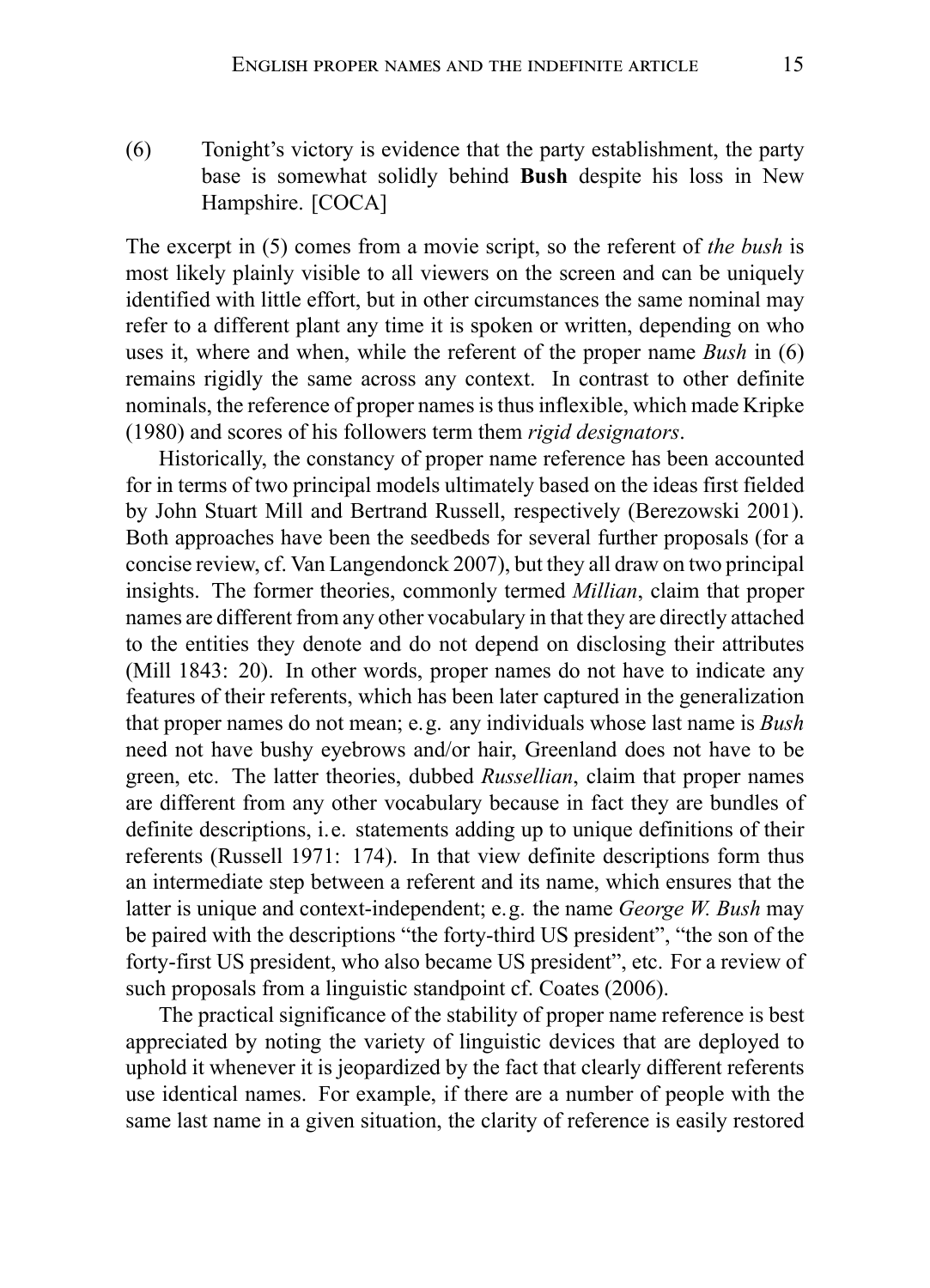(6) Tonight's victory is evidence that the party establishment, the party base is somewhat solidly behind **Bush** despite his loss in New Hampshire. [COCA]

The excerpt in (5) comes from a movie script, so the referent of *the bush* is most likely plainly visible to all viewers on the screen and can be uniquely identified with little effort, but in other circumstances the same nominal may refer to a different plant any time it is spoken or written, depending on who uses it, where and when, while the referent of the proper name *Bush* in (6) remains rigidly the same across any context. In contrast to other definite nominals, the reference of proper names is thus inflexible, which made Kripke (1980) and scores of his followers term them *rigid designators*.

Historically, the constancy of proper name reference has been accounted for in terms of two principal models ultimately based on the ideas first fielded by John Stuart Mill and Bertrand Russell, respectively (Berezowski 2001). Both approaches have been the seedbeds for several further proposals (for a concise review, cf. Van Langendonck 2007), but they all draw on two principal insights. The former theories, commonly termed *Millian*, claim that proper names are different from any other vocabulary in that they are directly attached to the entities they denote and do not depend on disclosing their attributes (Mill 1843: 20). In other words, proper names do not have to indicate any features of their referents, which has been later captured in the generalization that proper names do not mean; e.g. any individuals whose last name is *Bush* need not have bushy eyebrows and/or hair, Greenland does not have to be green, etc. The latter theories, dubbed *Russellian*, claim that proper names are different from any other vocabulary because in fact they are bundles of definite descriptions, i.e. statements adding up to unique definitions of their referents (Russell 1971: 174). In that view definite descriptions form thus an intermediate step between a referent and its name, which ensures that the latter is unique and context-independent; e.g. the name *George W. Bush* may be paired with the descriptions "the forty-third US president", "the son of the forty-first US president, who also became US president", etc. For a review of such proposals from a linguistic standpoint cf. Coates (2006).

The practical significance of the stability of proper name reference is best appreciated by noting the variety of linguistic devices that are deployed to uphold it whenever it is jeopardized by the fact that clearly different referents use identical names. For example, if there are a number of people with the same last name in a given situation, the clarity of reference is easily restored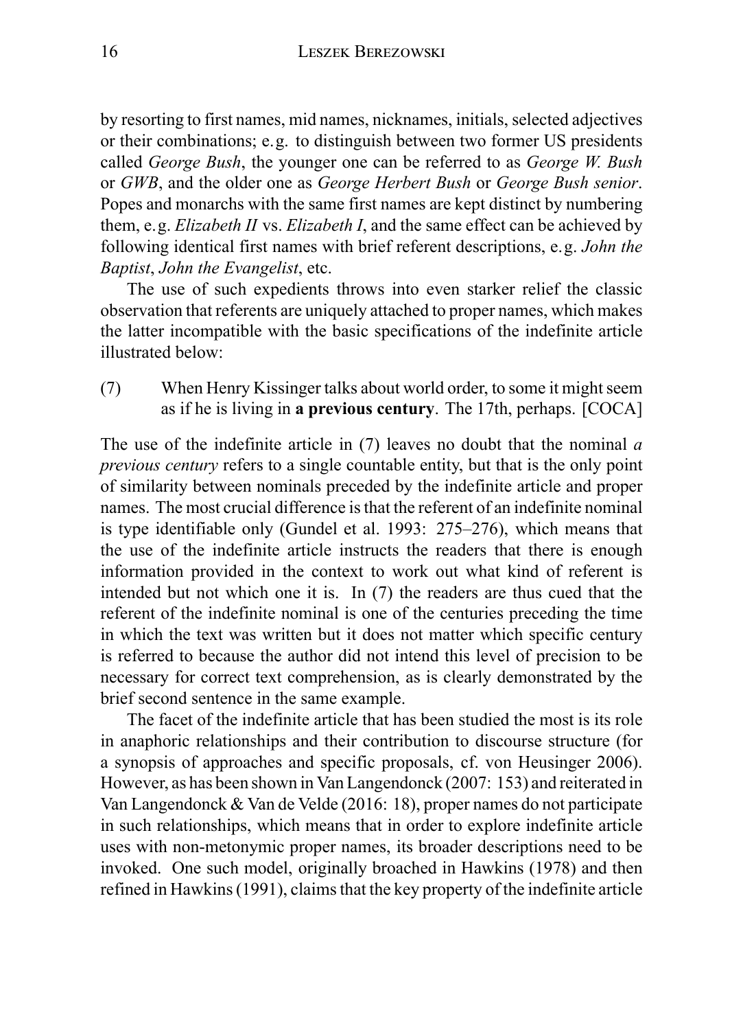by resorting to first names, mid names, nicknames, initials, selected adjectives or their combinations; e.g. to distinguish between two former US presidents called *George Bush*, the younger one can be referred to as *George W. Bush* or *GWB*, and the older one as *George Herbert Bush* or *George Bush senior*. Popes and monarchs with the same first names are kept distinct by numbering them, e.g. *Elizabeth II* vs. *Elizabeth I*, and the same effect can be achieved by following identical first names with brief referent descriptions, e.g. *John the Baptist*, *John the Evangelist*, etc.

The use of such expedients throws into even starker relief the classic observation that referents are uniquely attached to proper names, which makes the latter incompatible with the basic specifications of the indefinite article illustrated below:

(7) When Henry Kissinger talks about world order, to some it might seem as if he is living in **a previous century**. The 17th, perhaps. [COCA]

The use of the indefinite article in (7) leaves no doubt that the nominal *a previous century* refers to a single countable entity, but that is the only point of similarity between nominals preceded by the indefinite article and proper names. The most crucial difference is that the referent of an indefinite nominal is type identifiable only (Gundel et al. 1993: 275–276), which means that the use of the indefinite article instructs the readers that there is enough information provided in the context to work out what kind of referent is intended but not which one it is. In (7) the readers are thus cued that the referent of the indefinite nominal is one of the centuries preceding the time in which the text was written but it does not matter which specific century is referred to because the author did not intend this level of precision to be necessary for correct text comprehension, as is clearly demonstrated by the brief second sentence in the same example.

The facet of the indefinite article that has been studied the most is its role in anaphoric relationships and their contribution to discourse structure (for a synopsis of approaches and specific proposals, cf. von Heusinger 2006). However, as has been shown in Van Langendonck (2007: 153) and reiterated in Van Langendonck & Van de Velde (2016: 18), proper names do not participate in such relationships, which means that in order to explore indefinite article uses with non-metonymic proper names, its broader descriptions need to be invoked. One such model, originally broached in Hawkins (1978) and then refined in Hawkins (1991), claims that the key property of the indefinite article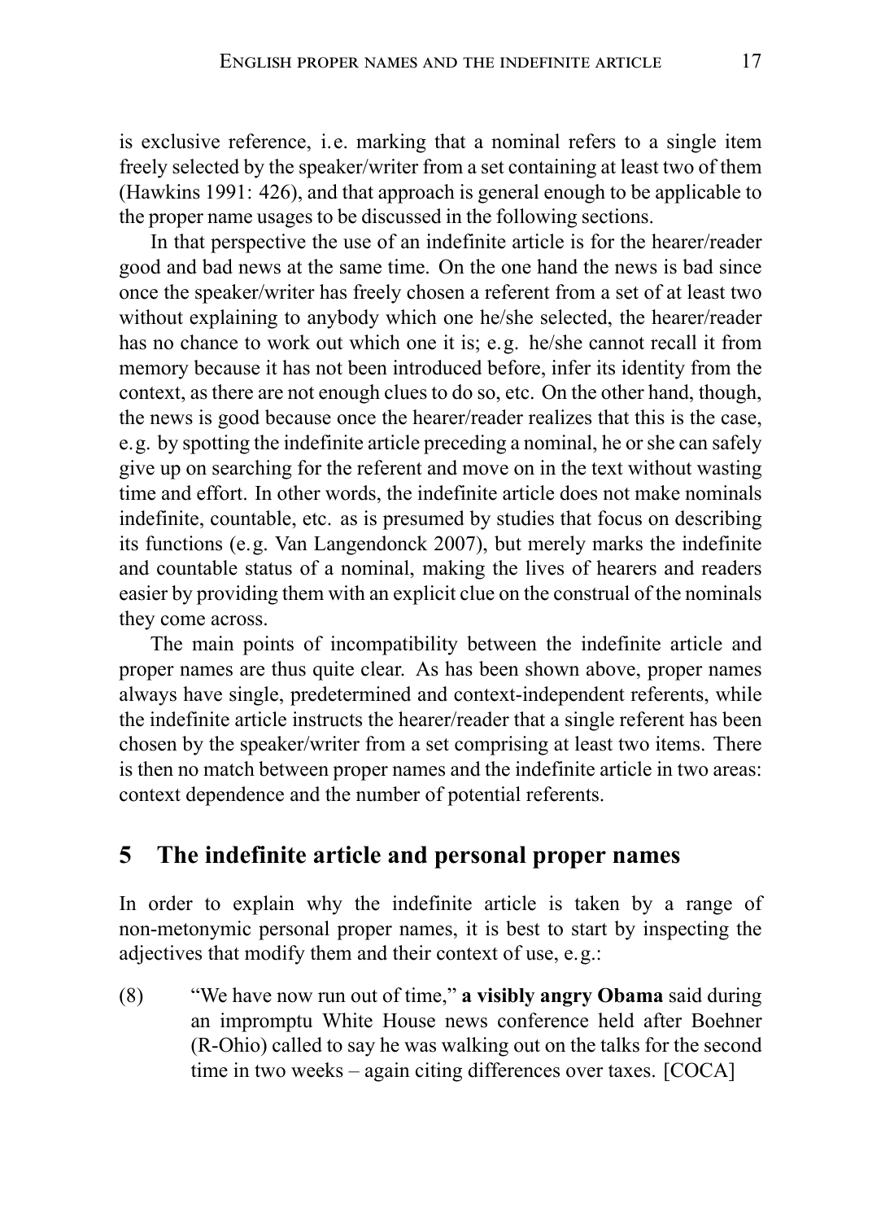is exclusive reference, i.e. marking that a nominal refers to a single item freely selected by the speaker/writer from a set containing at least two of them (Hawkins 1991: 426), and that approach is general enough to be applicable to the proper name usages to be discussed in the following sections.

In that perspective the use of an indefinite article is for the hearer/reader good and bad news at the same time. On the one hand the news is bad since once the speaker/writer has freely chosen a referent from a set of at least two without explaining to anybody which one he/she selected, the hearer/reader has no chance to work out which one it is; e.g. he/she cannot recall it from memory because it has not been introduced before, infer its identity from the context, as there are not enough clues to do so, etc. On the other hand, though, the news is good because once the hearer/reader realizes that this is the case, e.g. by spotting the indefinite article preceding a nominal, he or she can safely give up on searching for the referent and move on in the text without wasting time and effort. In other words, the indefinite article does not make nominals indefinite, countable, etc. as is presumed by studies that focus on describing its functions (e.g. Van Langendonck 2007), but merely marks the indefinite and countable status of a nominal, making the lives of hearers and readers easier by providing them with an explicit clue on the construal of the nominals they come across.

The main points of incompatibility between the indefinite article and proper names are thus quite clear. As has been shown above, proper names always have single, predetermined and context-independent referents, while the indefinite article instructs the hearer/reader that a single referent has been chosen by the speaker/writer from a set comprising at least two items. There is then no match between proper names and the indefinite article in two areas: context dependence and the number of potential referents.

## 5 The indefinite article and personal proper names

In order to explain why the indefinite article is taken by a range of non-metonymic personal proper names, it is best to start by inspecting the adjectives that modify them and their context of use, e.g.:

(8) "We have now run out of time," **a visibly angry Obama** said during an impromptu White House news conference held after Boehner (R-Ohio) called to say he was walking out on the talks for the second time in two weeks – again citing differences over taxes. [COCA]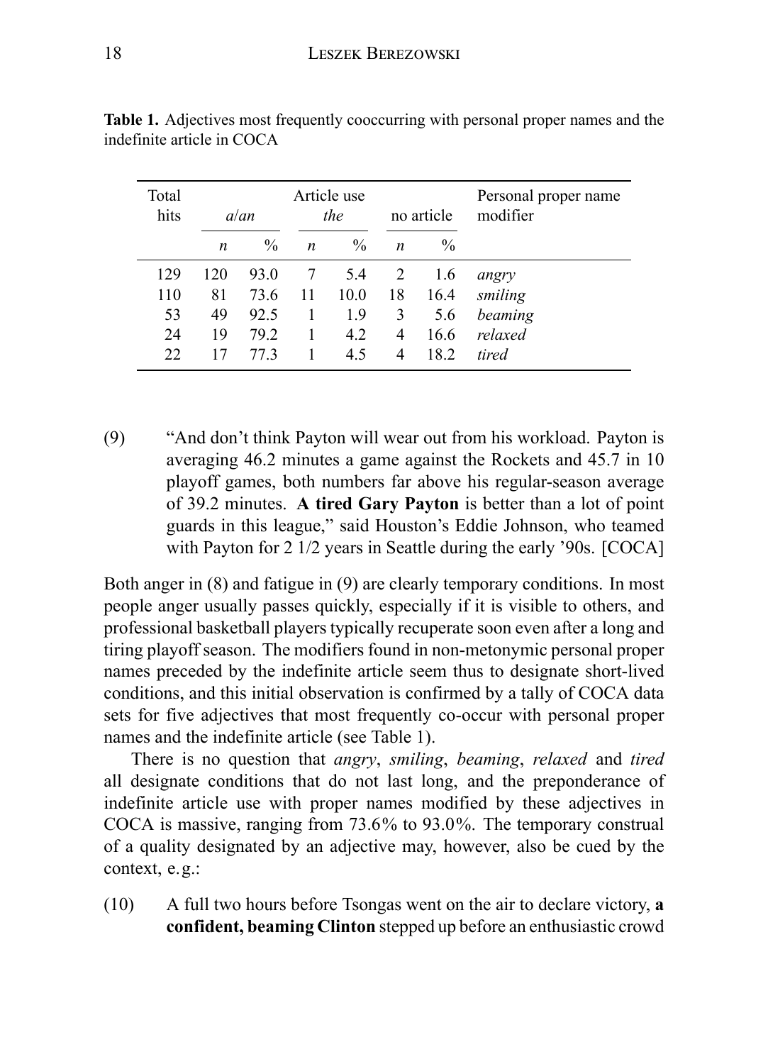**Table 1.** Adjectives most frequently cooccurring with personal proper names and the indefinite article in COCA

| Total hits | Article use *a*/*an* | | *the* | | no article | | Personal proper name modifier |
|---|---|---|---|---|---|---|---|
| | *n* | % | *n* | % | *n* | % | |
| 129 | 120 | 93.0 | 7 | 5.4 | 2 | 1.6 | *angry* |
| 110 | 81 | 73.6 | 11 | 10.0 | 18 | 16.4 | *smiling* |
| 53 | 49 | 92.5 | 1 | 1.9 | 3 | 5.6 | *beaming* |
| 24 | 19 | 79.2 | 1 | 4.2 | 4 | 16.6 | *relaxed* |
| 22 | 17 | 77.3 | 1 | 4.5 | 4 | 18.2 | *tired* |

(9) "And don't think Payton will wear out from his workload. Payton is averaging 46.2 minutes a game against the Rockets and 45.7 in 10 playoff games, both numbers far above his regular-season average of 39.2 minutes. **A tired Gary Payton** is better than a lot of point guards in this league," said Houston's Eddie Johnson, who teamed with Payton for 2 1/2 years in Seattle during the early '90s. [COCA]

Both anger in (8) and fatigue in (9) are clearly temporary conditions. In most people anger usually passes quickly, especially if it is visible to others, and professional basketball players typically recuperate soon even after a long and tiring playoff season. The modifiers found in non-metonymic personal proper names preceded by the indefinite article seem thus to designate short-lived conditions, and this initial observation is confirmed by a tally of COCA data sets for five adjectives that most frequently co-occur with personal proper names and the indefinite article (see Table 1).

There is no question that *angry*, *smiling*, *beaming*, *relaxed* and *tired* all designate conditions that do not last long, and the preponderance of indefinite article use with proper names modified by these adjectives in COCA is massive, ranging from 73.6% to 93.0%. The temporary construal of a quality designated by an adjective may, however, also be cued by the context, e.g.:

(10) A full two hours before Tsongas went on the air to declare victory, **a confident, beaming Clinton** stepped up before an enthusiastic crowd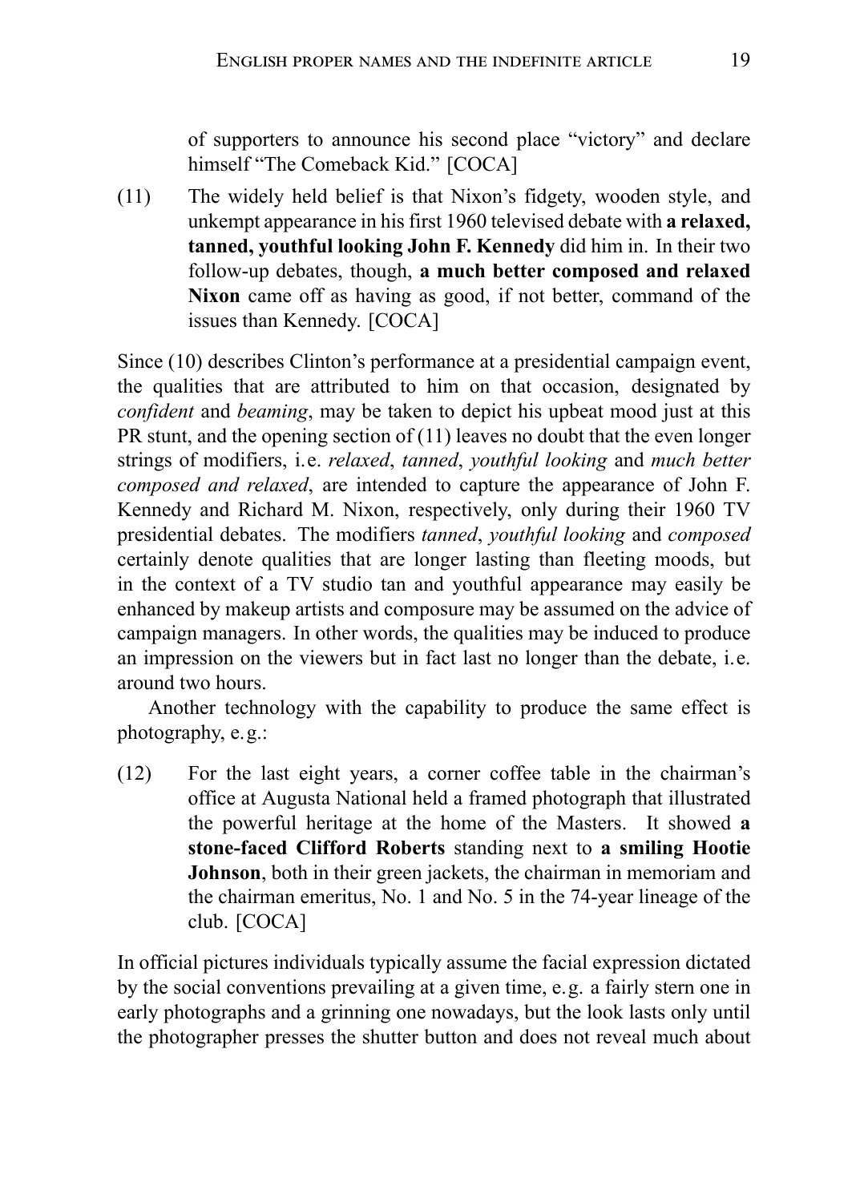of supporters to announce his second place "victory" and declare himself "The Comeback Kid." [COCA]

(11) The widely held belief is that Nixon's fidgety, wooden style, and unkempt appearance in his first 1960 televised debate with **a relaxed, tanned, youthful looking John F. Kennedy** did him in. In their two follow-up debates, though, **a much better composed and relaxed Nixon** came off as having as good, if not better, command of the issues than Kennedy. [COCA]

Since (10) describes Clinton's performance at a presidential campaign event, the qualities that are attributed to him on that occasion, designated by *confident* and *beaming*, may be taken to depict his upbeat mood just at this PR stunt, and the opening section of (11) leaves no doubt that the even longer strings of modifiers, i.e. *relaxed*, *tanned*, *youthful looking* and *much better composed and relaxed*, are intended to capture the appearance of John F. Kennedy and Richard M. Nixon, respectively, only during their 1960 TV presidential debates. The modifiers *tanned*, *youthful looking* and *composed* certainly denote qualities that are longer lasting than fleeting moods, but in the context of a TV studio tan and youthful appearance may easily be enhanced by makeup artists and composure may be assumed on the advice of campaign managers. In other words, the qualities may be induced to produce an impression on the viewers but in fact last no longer than the debate, i.e. around two hours.

Another technology with the capability to produce the same effect is photography, e.g.:

(12) For the last eight years, a corner coffee table in the chairman's office at Augusta National held a framed photograph that illustrated the powerful heritage at the home of the Masters. It showed **a stone-faced Clifford Roberts** standing next to **a smiling Hootie Johnson**, both in their green jackets, the chairman in memoriam and the chairman emeritus, No. 1 and No. 5 in the 74-year lineage of the club. [COCA]

In official pictures individuals typically assume the facial expression dictated by the social conventions prevailing at a given time, e.g. a fairly stern one in early photographs and a grinning one nowadays, but the look lasts only until the photographer presses the shutter button and does not reveal much about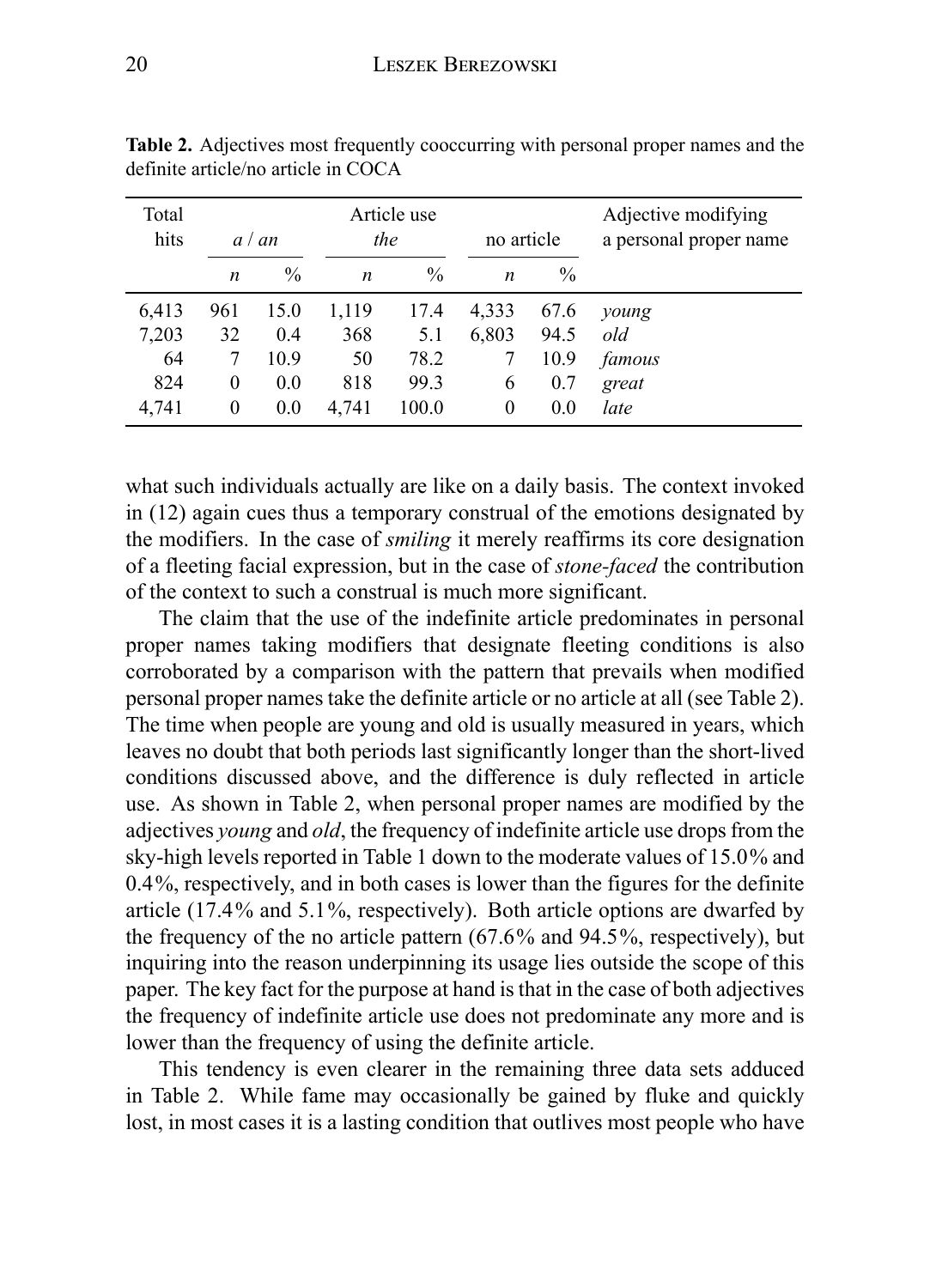**Table 2.** Adjectives most frequently cooccurring with personal proper names and the definite article/no article in COCA

| Total hits | Article use *a* / *an* | | *the* | | no article | | Adjective modifying a personal proper name |
|---|---|---|---|---|---|---|---|
| | *n* | % | *n* | % | *n* | % | |
| 6,413 | 961 | 15.0 | 1,119 | 17.4 | 4,333 | 67.6 | *young* |
| 7,203 | 32 | 0.4 | 368 | 5.1 | 6,803 | 94.5 | *old* |
| 64 | 7 | 10.9 | 50 | 78.2 | 7 | 10.9 | *famous* |
| 824 | 0 | 0.0 | 818 | 99.3 | 6 | 0.7 | *great* |
| 4,741 | 0 | 0.0 | 4,741 | 100.0 | 0 | 0.0 | *late* |

what such individuals actually are like on a daily basis. The context invoked in (12) again cues thus a temporary construal of the emotions designated by the modifiers. In the case of *smiling* it merely reaffirms its core designation of a fleeting facial expression, but in the case of *stone-faced* the contribution of the context to such a construal is much more significant.

The claim that the use of the indefinite article predominates in personal proper names taking modifiers that designate fleeting conditions is also corroborated by a comparison with the pattern that prevails when modified personal proper names take the definite article or no article at all (see Table 2). The time when people are young and old is usually measured in years, which leaves no doubt that both periods last significantly longer than the short-lived conditions discussed above, and the difference is duly reflected in article use. As shown in Table 2, when personal proper names are modified by the adjectives *young* and *old*, the frequency of indefinite article use drops from the sky-high levels reported in Table 1 down to the moderate values of 15.0% and 0.4%, respectively, and in both cases is lower than the figures for the definite article (17.4% and 5.1%, respectively). Both article options are dwarfed by the frequency of the no article pattern (67.6% and 94.5%, respectively), but inquiring into the reason underpinning its usage lies outside the scope of this paper. The key fact for the purpose at hand is that in the case of both adjectives the frequency of indefinite article use does not predominate any more and is lower than the frequency of using the definite article.

This tendency is even clearer in the remaining three data sets adduced in Table 2. While fame may occasionally be gained by fluke and quickly lost, in most cases it is a lasting condition that outlives most people who have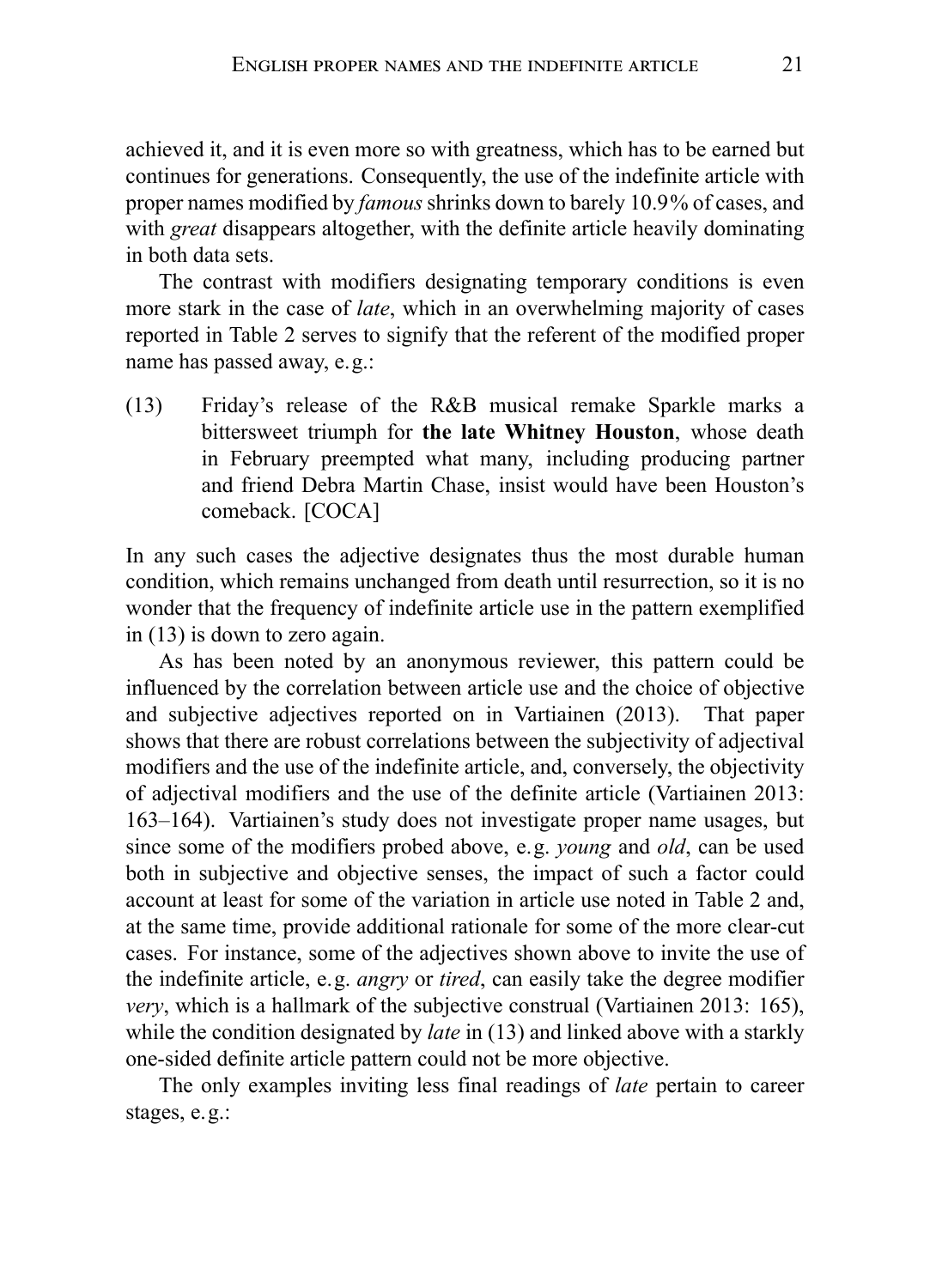achieved it, and it is even more so with greatness, which has to be earned but continues for generations. Consequently, the use of the indefinite article with proper names modified by *famous* shrinks down to barely 10.9% of cases, and with *great* disappears altogether, with the definite article heavily dominating in both data sets.

The contrast with modifiers designating temporary conditions is even more stark in the case of *late*, which in an overwhelming majority of cases reported in Table 2 serves to signify that the referent of the modified proper name has passed away, e.g.:

(13) Friday's release of the R&B musical remake Sparkle marks a bittersweet triumph for **the late Whitney Houston**, whose death in February preempted what many, including producing partner and friend Debra Martin Chase, insist would have been Houston's comeback. [COCA]

In any such cases the adjective designates thus the most durable human condition, which remains unchanged from death until resurrection, so it is no wonder that the frequency of indefinite article use in the pattern exemplified in (13) is down to zero again.

As has been noted by an anonymous reviewer, this pattern could be influenced by the correlation between article use and the choice of objective and subjective adjectives reported on in Vartiainen (2013). That paper shows that there are robust correlations between the subjectivity of adjectival modifiers and the use of the indefinite article, and, conversely, the objectivity of adjectival modifiers and the use of the definite article (Vartiainen 2013: 163–164). Vartiainen's study does not investigate proper name usages, but since some of the modifiers probed above, e.g. *young* and *old*, can be used both in subjective and objective senses, the impact of such a factor could account at least for some of the variation in article use noted in Table 2 and, at the same time, provide additional rationale for some of the more clear-cut cases. For instance, some of the adjectives shown above to invite the use of the indefinite article, e.g. *angry* or *tired*, can easily take the degree modifier *very*, which is a hallmark of the subjective construal (Vartiainen 2013: 165), while the condition designated by *late* in (13) and linked above with a starkly one-sided definite article pattern could not be more objective.

The only examples inviting less final readings of *late* pertain to career stages, e.g.: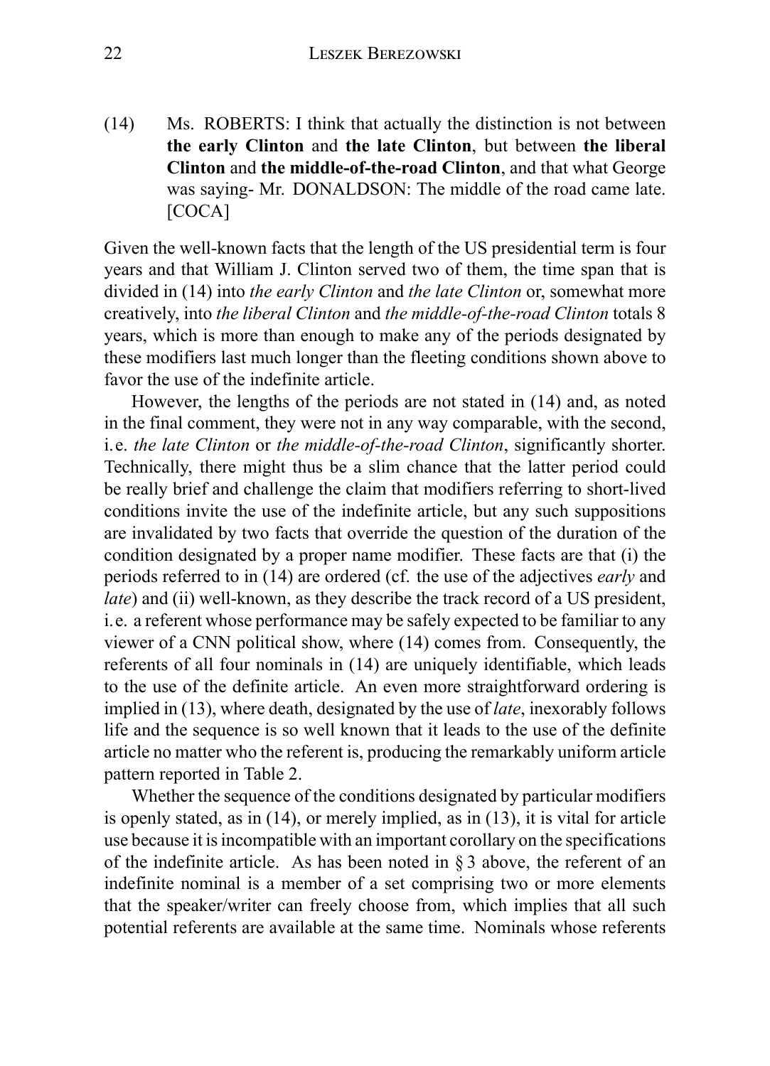(14) Ms. ROBERTS: I think that actually the distinction is not between **the early Clinton** and **the late Clinton**, but between **the liberal Clinton** and **the middle-of-the-road Clinton**, and that what George was saying- Mr. DONALDSON: The middle of the road came late. [COCA]

Given the well-known facts that the length of the US presidential term is four years and that William J. Clinton served two of them, the time span that is divided in (14) into *the early Clinton* and *the late Clinton* or, somewhat more creatively, into *the liberal Clinton* and *the middle-of-the-road Clinton* totals 8 years, which is more than enough to make any of the periods designated by these modifiers last much longer than the fleeting conditions shown above to favor the use of the indefinite article.

However, the lengths of the periods are not stated in (14) and, as noted in the final comment, they were not in any way comparable, with the second, i.e. *the late Clinton* or *the middle-of-the-road Clinton*, significantly shorter. Technically, there might thus be a slim chance that the latter period could be really brief and challenge the claim that modifiers referring to short-lived conditions invite the use of the indefinite article, but any such suppositions are invalidated by two facts that override the question of the duration of the condition designated by a proper name modifier. These facts are that (i) the periods referred to in (14) are ordered (cf. the use of the adjectives *early* and *late*) and (ii) well-known, as they describe the track record of a US president, i.e. a referent whose performance may be safely expected to be familiar to any viewer of a CNN political show, where (14) comes from. Consequently, the referents of all four nominals in (14) are uniquely identifiable, which leads to the use of the definite article. An even more straightforward ordering is implied in (13), where death, designated by the use of *late*, inexorably follows life and the sequence is so well known that it leads to the use of the definite article no matter who the referent is, producing the remarkably uniform article pattern reported in Table 2.

Whether the sequence of the conditions designated by particular modifiers is openly stated, as in (14), or merely implied, as in (13), it is vital for article use because it is incompatible with an important corollary on the specifications of the indefinite article. As has been noted in § 3 above, the referent of an indefinite nominal is a member of a set comprising two or more elements that the speaker/writer can freely choose from, which implies that all such potential referents are available at the same time. Nominals whose referents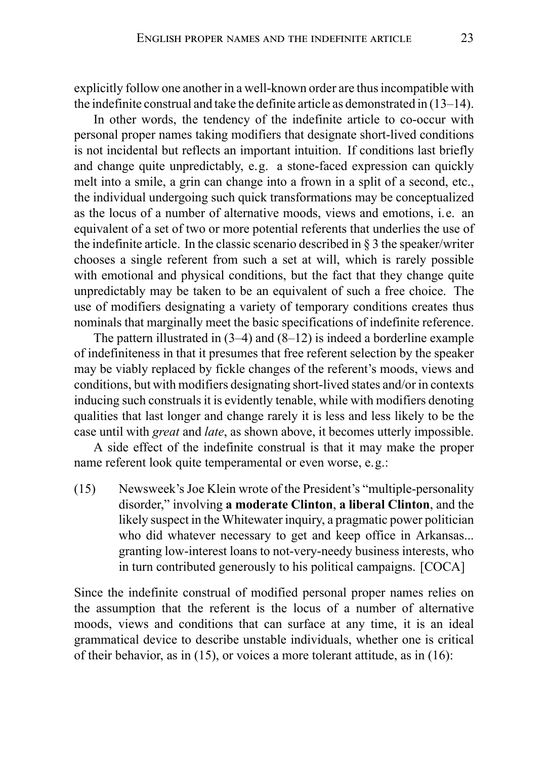explicitly follow one another in a well-known order are thus incompatible with the indefinite construal and take the definite article as demonstrated in (13–14).

In other words, the tendency of the indefinite article to co-occur with personal proper names taking modifiers that designate short-lived conditions is not incidental but reflects an important intuition. If conditions last briefly and change quite unpredictably, e.g. a stone-faced expression can quickly melt into a smile, a grin can change into a frown in a split of a second, etc., the individual undergoing such quick transformations may be conceptualized as the locus of a number of alternative moods, views and emotions, i.e. an equivalent of a set of two or more potential referents that underlies the use of the indefinite article. In the classic scenario described in § 3 the speaker/writer chooses a single referent from such a set at will, which is rarely possible with emotional and physical conditions, but the fact that they change quite unpredictably may be taken to be an equivalent of such a free choice. The use of modifiers designating a variety of temporary conditions creates thus nominals that marginally meet the basic specifications of indefinite reference.

The pattern illustrated in (3–4) and (8–12) is indeed a borderline example of indefiniteness in that it presumes that free referent selection by the speaker may be viably replaced by fickle changes of the referent's moods, views and conditions, but with modifiers designating short-lived states and/or in contexts inducing such construals it is evidently tenable, while with modifiers denoting qualities that last longer and change rarely it is less and less likely to be the case until with *great* and *late*, as shown above, it becomes utterly impossible.

A side effect of the indefinite construal is that it may make the proper name referent look quite temperamental or even worse, e.g.:

(15) Newsweek's Joe Klein wrote of the President's "multiple-personality disorder," involving **a moderate Clinton**, **a liberal Clinton**, and the likely suspect in the Whitewater inquiry, a pragmatic power politician who did whatever necessary to get and keep office in Arkansas... granting low-interest loans to not-very-needy business interests, who in turn contributed generously to his political campaigns. [COCA]

Since the indefinite construal of modified personal proper names relies on the assumption that the referent is the locus of a number of alternative moods, views and conditions that can surface at any time, it is an ideal grammatical device to describe unstable individuals, whether one is critical of their behavior, as in (15), or voices a more tolerant attitude, as in (16):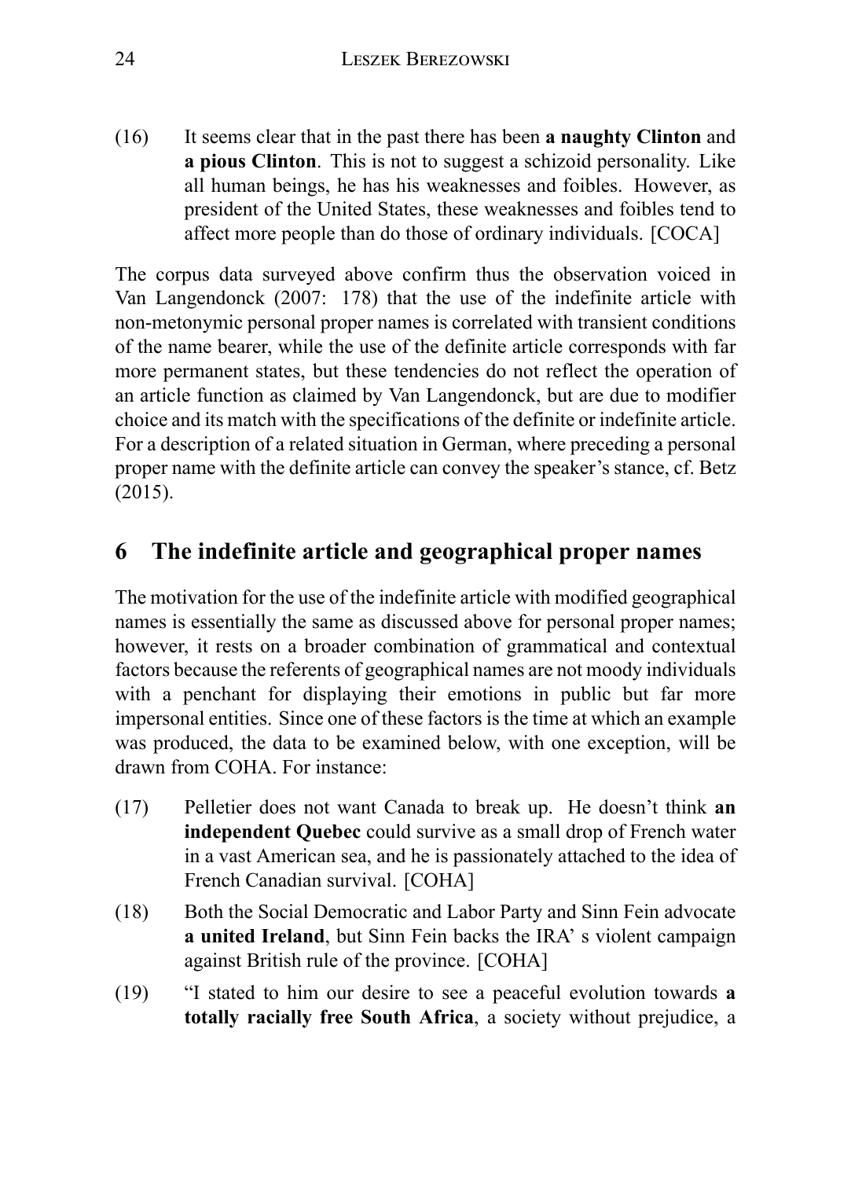(16) It seems clear that in the past there has been **a naughty Clinton** and **a pious Clinton**. This is not to suggest a schizoid personality. Like all human beings, he has his weaknesses and foibles. However, as president of the United States, these weaknesses and foibles tend to affect more people than do those of ordinary individuals. [COCA]

The corpus data surveyed above confirm thus the observation voiced in Van Langendonck (2007: 178) that the use of the indefinite article with non-metonymic personal proper names is correlated with transient conditions of the name bearer, while the use of the definite article corresponds with far more permanent states, but these tendencies do not reflect the operation of an article function as claimed by Van Langendonck, but are due to modifier choice and its match with the specifications of the definite or indefinite article. For a description of a related situation in German, where preceding a personal proper name with the definite article can convey the speaker's stance, cf. Betz (2015).

## 6 The indefinite article and geographical proper names

The motivation for the use of the indefinite article with modified geographical names is essentially the same as discussed above for personal proper names; however, it rests on a broader combination of grammatical and contextual factors because the referents of geographical names are not moody individuals with a penchant for displaying their emotions in public but far more impersonal entities. Since one of these factors is the time at which an example was produced, the data to be examined below, with one exception, will be drawn from COHA. For instance:

(17) Pelletier does not want Canada to break up. He doesn't think **an independent Quebec** could survive as a small drop of French water in a vast American sea, and he is passionately attached to the idea of French Canadian survival. [COHA]

(18) Both the Social Democratic and Labor Party and Sinn Fein advocate **a united Ireland**, but Sinn Fein backs the IRA' s violent campaign against British rule of the province. [COHA]

(19) "I stated to him our desire to see a peaceful evolution towards **a totally racially free South Africa**, a society without prejudice, a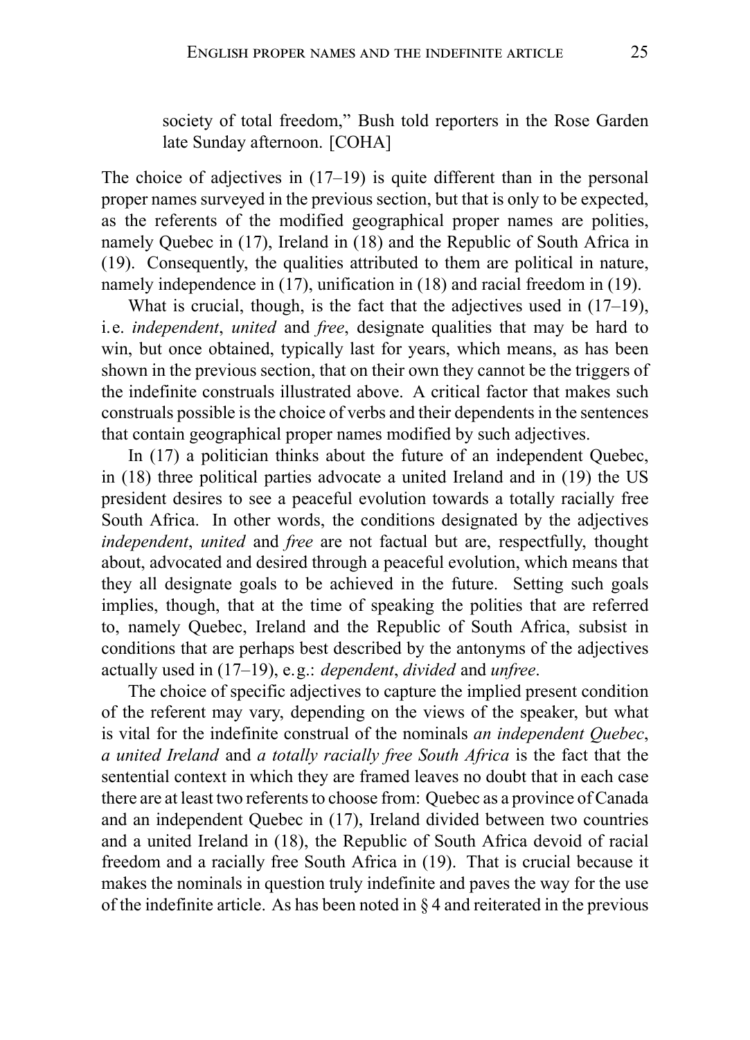society of total freedom," Bush told reporters in the Rose Garden late Sunday afternoon. [COHA]

The choice of adjectives in (17–19) is quite different than in the personal proper names surveyed in the previous section, but that is only to be expected, as the referents of the modified geographical proper names are polities, namely Quebec in (17), Ireland in (18) and the Republic of South Africa in (19). Consequently, the qualities attributed to them are political in nature, namely independence in (17), unification in (18) and racial freedom in (19).

What is crucial, though, is the fact that the adjectives used in (17–19), i.e. *independent*, *united* and *free*, designate qualities that may be hard to win, but once obtained, typically last for years, which means, as has been shown in the previous section, that on their own they cannot be the triggers of the indefinite construals illustrated above. A critical factor that makes such construals possible is the choice of verbs and their dependents in the sentences that contain geographical proper names modified by such adjectives.

In (17) a politician thinks about the future of an independent Quebec, in (18) three political parties advocate a united Ireland and in (19) the US president desires to see a peaceful evolution towards a totally racially free South Africa. In other words, the conditions designated by the adjectives *independent*, *united* and *free* are not factual but are, respectfully, thought about, advocated and desired through a peaceful evolution, which means that they all designate goals to be achieved in the future. Setting such goals implies, though, that at the time of speaking the polities that are referred to, namely Quebec, Ireland and the Republic of South Africa, subsist in conditions that are perhaps best described by the antonyms of the adjectives actually used in (17–19), e.g.: *dependent*, *divided* and *unfree*.

The choice of specific adjectives to capture the implied present condition of the referent may vary, depending on the views of the speaker, but what is vital for the indefinite construal of the nominals *an independent Quebec*, *a united Ireland* and *a totally racially free South Africa* is the fact that the sentential context in which they are framed leaves no doubt that in each case there are at least two referents to choose from: Quebec as a province of Canada and an independent Quebec in (17), Ireland divided between two countries and a united Ireland in (18), the Republic of South Africa devoid of racial freedom and a racially free South Africa in (19). That is crucial because it makes the nominals in question truly indefinite and paves the way for the use of the indefinite article. As has been noted in § 4 and reiterated in the previous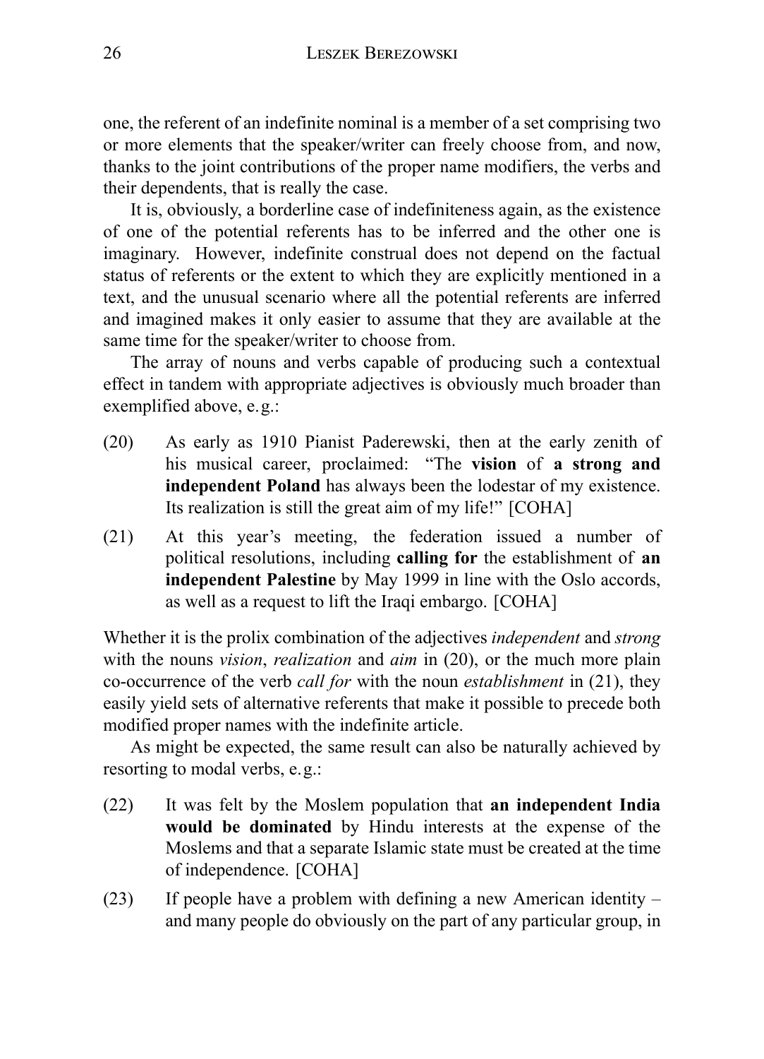one, the referent of an indefinite nominal is a member of a set comprising two or more elements that the speaker/writer can freely choose from, and now, thanks to the joint contributions of the proper name modifiers, the verbs and their dependents, that is really the case.

It is, obviously, a borderline case of indefiniteness again, as the existence of one of the potential referents has to be inferred and the other one is imaginary. However, indefinite construal does not depend on the factual status of referents or the extent to which they are explicitly mentioned in a text, and the unusual scenario where all the potential referents are inferred and imagined makes it only easier to assume that they are available at the same time for the speaker/writer to choose from.

The array of nouns and verbs capable of producing such a contextual effect in tandem with appropriate adjectives is obviously much broader than exemplified above, e.g.:

(20) As early as 1910 Pianist Paderewski, then at the early zenith of his musical career, proclaimed: "The **vision** of **a strong and independent Poland** has always been the lodestar of my existence. Its realization is still the great aim of my life!" [COHA]

(21) At this year's meeting, the federation issued a number of political resolutions, including **calling for** the establishment of **an independent Palestine** by May 1999 in line with the Oslo accords, as well as a request to lift the Iraqi embargo. [COHA]

Whether it is the prolix combination of the adjectives *independent* and *strong* with the nouns *vision*, *realization* and *aim* in (20), or the much more plain co-occurrence of the verb *call for* with the noun *establishment* in (21), they easily yield sets of alternative referents that make it possible to precede both modified proper names with the indefinite article.

As might be expected, the same result can also be naturally achieved by resorting to modal verbs, e.g.:

(22) It was felt by the Moslem population that **an independent India would be dominated** by Hindu interests at the expense of the Moslems and that a separate Islamic state must be created at the time of independence. [COHA]

(23) If people have a problem with defining a new American identity – and many people do obviously on the part of any particular group, in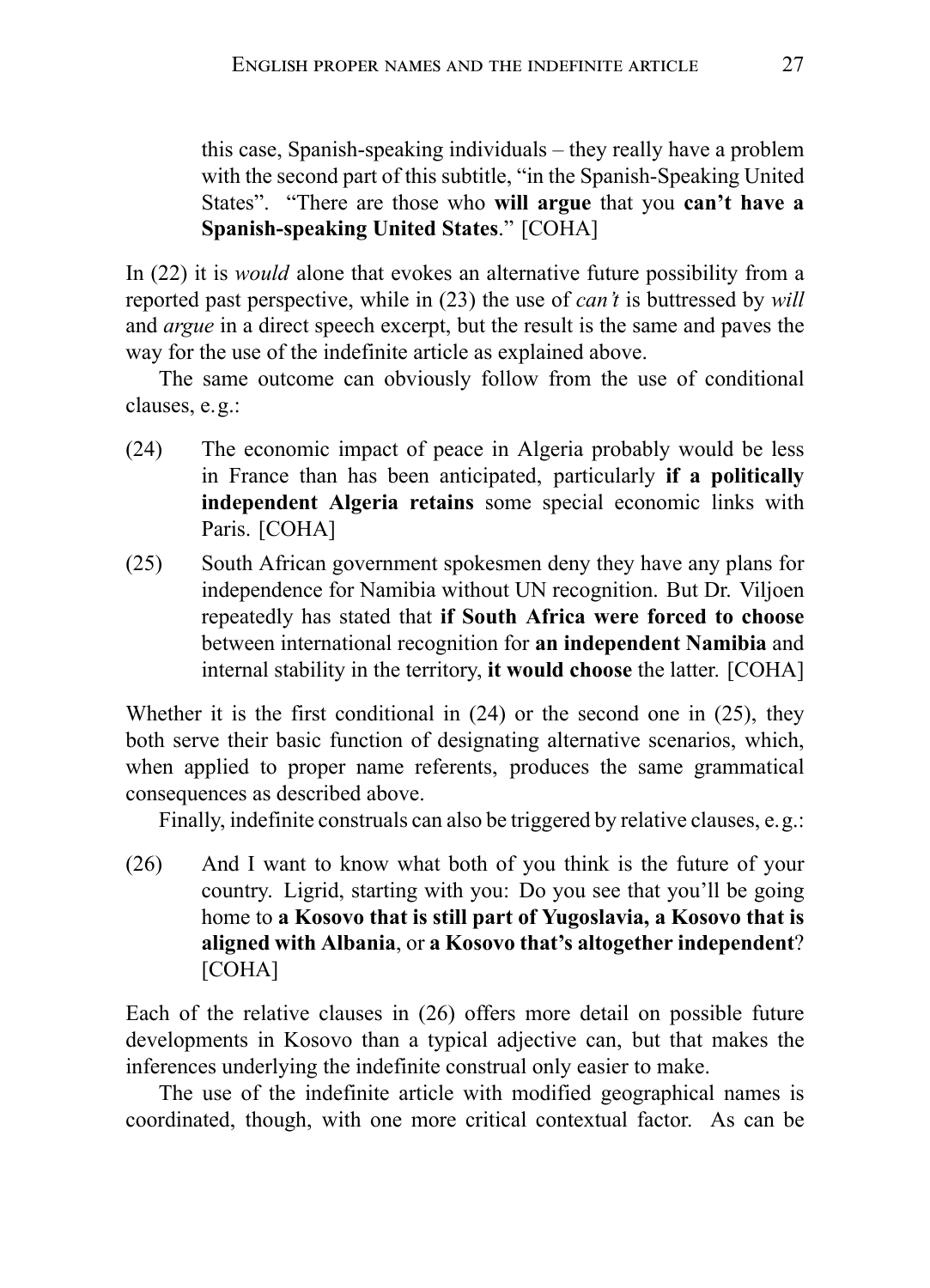this case, Spanish-speaking individuals – they really have a problem with the second part of this subtitle, "in the Spanish-Speaking United States". "There are those who **will argue** that you **can't have a Spanish-speaking United States**." [COHA]

In (22) it is *would* alone that evokes an alternative future possibility from a reported past perspective, while in (23) the use of *can't* is buttressed by *will* and *argue* in a direct speech excerpt, but the result is the same and paves the way for the use of the indefinite article as explained above.

The same outcome can obviously follow from the use of conditional clauses, e.g.:

(24) The economic impact of peace in Algeria probably would be less in France than has been anticipated, particularly **if a politically independent Algeria retains** some special economic links with Paris. [COHA]

(25) South African government spokesmen deny they have any plans for independence for Namibia without UN recognition. But Dr. Viljoen repeatedly has stated that **if South Africa were forced to choose** between international recognition for **an independent Namibia** and internal stability in the territory, **it would choose** the latter. [COHA]

Whether it is the first conditional in (24) or the second one in (25), they both serve their basic function of designating alternative scenarios, which, when applied to proper name referents, produces the same grammatical consequences as described above.

Finally, indefinite construals can also be triggered by relative clauses, e.g.:

(26) And I want to know what both of you think is the future of your country. Ligrid, starting with you: Do you see that you'll be going home to **a Kosovo that is still part of Yugoslavia, a Kosovo that is aligned with Albania**, or **a Kosovo that's altogether independent**? [COHA]

Each of the relative clauses in (26) offers more detail on possible future developments in Kosovo than a typical adjective can, but that makes the inferences underlying the indefinite construal only easier to make.

The use of the indefinite article with modified geographical names is coordinated, though, with one more critical contextual factor. As can be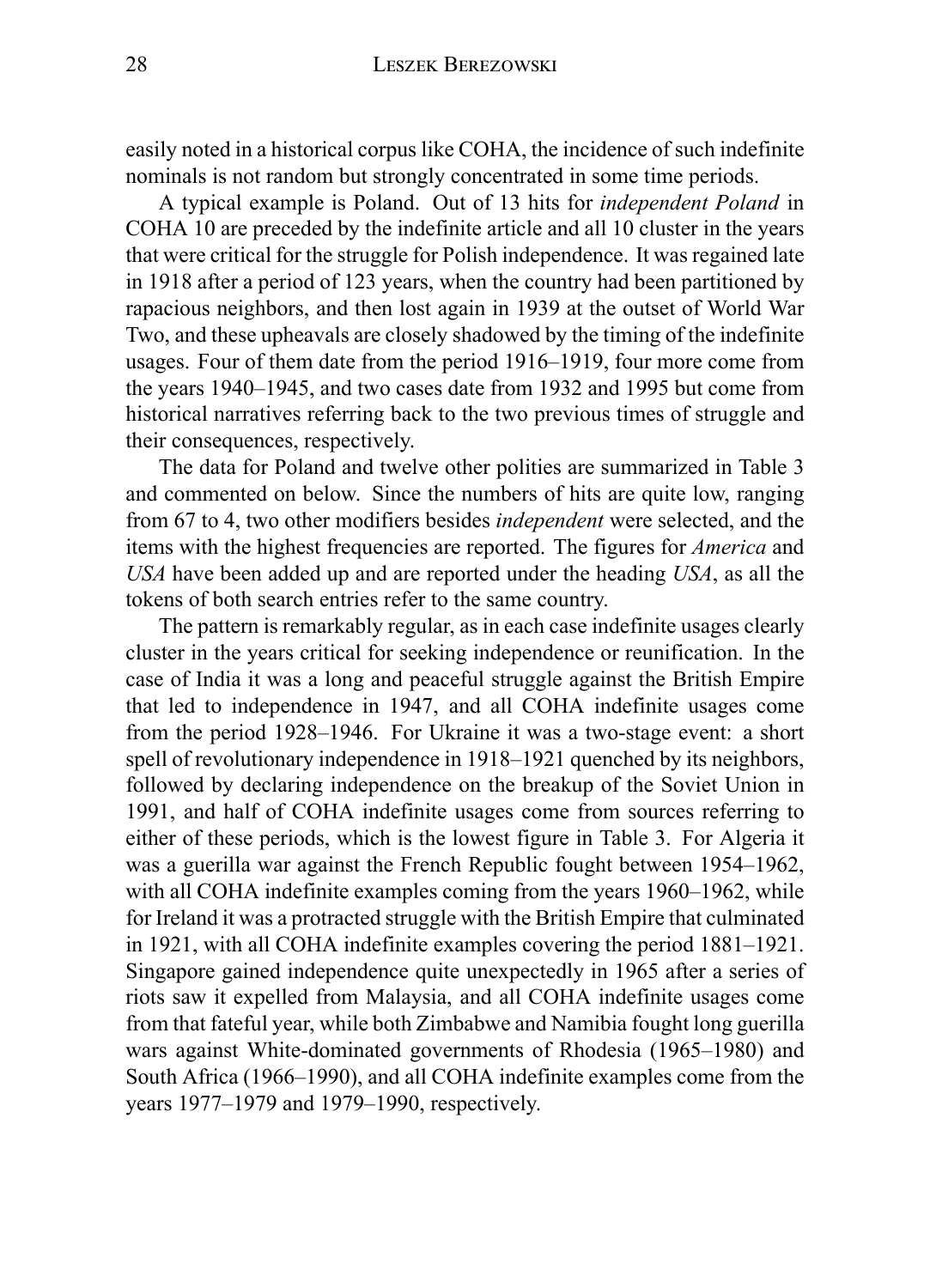easily noted in a historical corpus like COHA, the incidence of such indefinite nominals is not random but strongly concentrated in some time periods.

A typical example is Poland. Out of 13 hits for *independent Poland* in COHA 10 are preceded by the indefinite article and all 10 cluster in the years that were critical for the struggle for Polish independence. It was regained late in 1918 after a period of 123 years, when the country had been partitioned by rapacious neighbors, and then lost again in 1939 at the outset of World War Two, and these upheavals are closely shadowed by the timing of the indefinite usages. Four of them date from the period 1916–1919, four more come from the years 1940–1945, and two cases date from 1932 and 1995 but come from historical narratives referring back to the two previous times of struggle and their consequences, respectively.

The data for Poland and twelve other polities are summarized in Table 3 and commented on below. Since the numbers of hits are quite low, ranging from 67 to 4, two other modifiers besides *independent* were selected, and the items with the highest frequencies are reported. The figures for *America* and *USA* have been added up and are reported under the heading *USA*, as all the tokens of both search entries refer to the same country.

The pattern is remarkably regular, as in each case indefinite usages clearly cluster in the years critical for seeking independence or reunification. In the case of India it was a long and peaceful struggle against the British Empire that led to independence in 1947, and all COHA indefinite usages come from the period 1928–1946. For Ukraine it was a two-stage event: a short spell of revolutionary independence in 1918–1921 quenched by its neighbors, followed by declaring independence on the breakup of the Soviet Union in 1991, and half of COHA indefinite usages come from sources referring to either of these periods, which is the lowest figure in Table 3. For Algeria it was a guerilla war against the French Republic fought between 1954–1962, with all COHA indefinite examples coming from the years 1960–1962, while for Ireland it was a protracted struggle with the British Empire that culminated in 1921, with all COHA indefinite examples covering the period 1881–1921. Singapore gained independence quite unexpectedly in 1965 after a series of riots saw it expelled from Malaysia, and all COHA indefinite usages come from that fateful year, while both Zimbabwe and Namibia fought long guerilla wars against White-dominated governments of Rhodesia (1965–1980) and South Africa (1966–1990), and all COHA indefinite examples come from the years 1977–1979 and 1979–1990, respectively.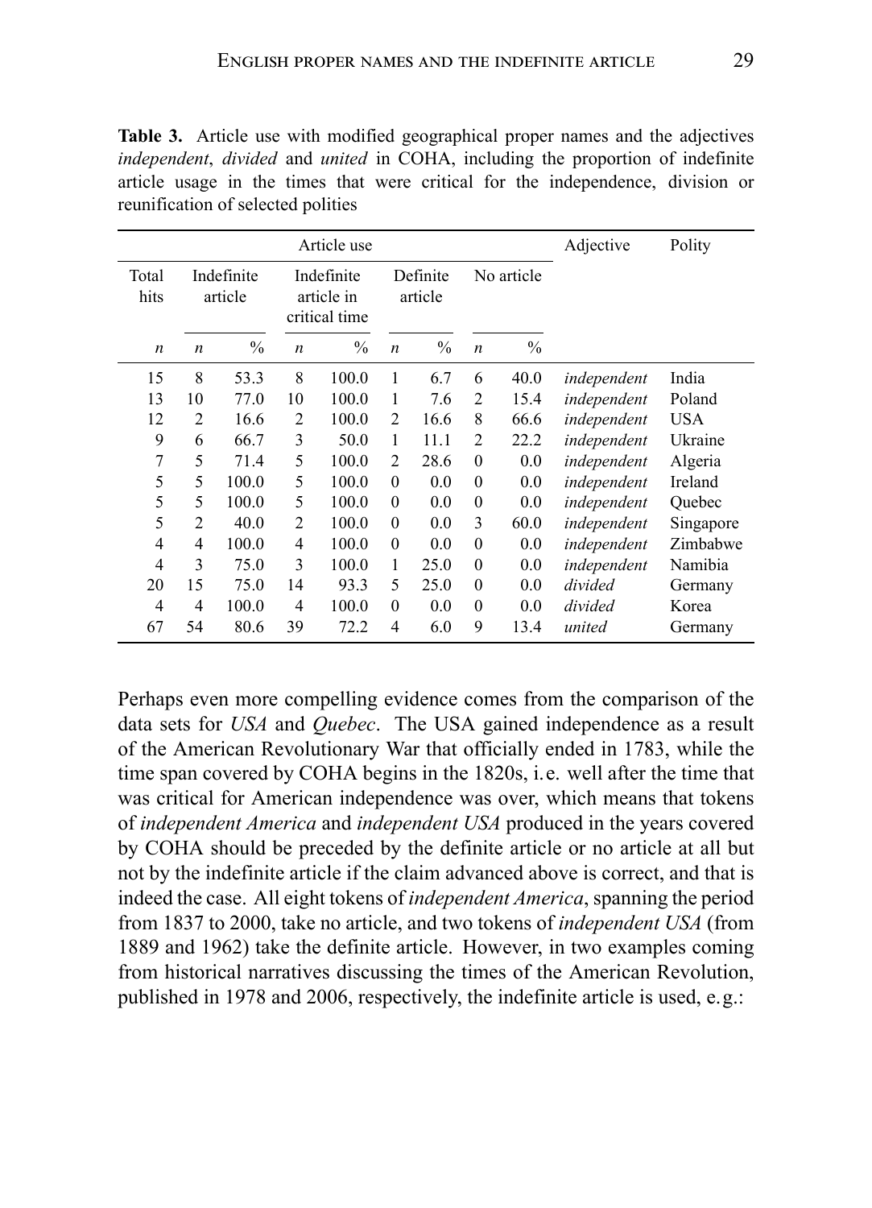**Table 3.** Article use with modified geographical proper names and the adjectives *independent*, *divided* and *united* in COHA, including the proportion of indefinite article usage in the times that were critical for the independence, division or reunification of selected polities

| Article use | | | | | | | | | Adjective | Polity |
|---|---|---|---|---|---|---|---|---|---|---|
| Total hits | Indefinite article | | Indefinite article in critical time | | Definite article | | No article | | | |
| *n* | *n* | % | *n* | % | *n* | % | *n* | % | | |
| 15 | 8 | 53.3 | 8 | 100.0 | 1 | 6.7 | 6 | 40.0 | *independent* | India |
| 13 | 10 | 77.0 | 10 | 100.0 | 1 | 7.6 | 2 | 15.4 | *independent* | Poland |
| 12 | 2 | 16.6 | 2 | 100.0 | 2 | 16.6 | 8 | 66.6 | *independent* | USA |
| 9 | 6 | 66.7 | 3 | 50.0 | 1 | 11.1 | 2 | 22.2 | *independent* | Ukraine |
| 7 | 5 | 71.4 | 5 | 100.0 | 2 | 28.6 | 0 | 0.0 | *independent* | Algeria |
| 5 | 5 | 100.0 | 5 | 100.0 | 0 | 0.0 | 0 | 0.0 | *independent* | Ireland |
| 5 | 5 | 100.0 | 5 | 100.0 | 0 | 0.0 | 0 | 0.0 | *independent* | Quebec |
| 5 | 2 | 40.0 | 2 | 100.0 | 0 | 0.0 | 3 | 60.0 | *independent* | Singapore |
| 4 | 4 | 100.0 | 4 | 100.0 | 0 | 0.0 | 0 | 0.0 | *independent* | Zimbabwe |
| 4 | 3 | 75.0 | 3 | 100.0 | 1 | 25.0 | 0 | 0.0 | *independent* | Namibia |
| 20 | 15 | 75.0 | 14 | 93.3 | 5 | 25.0 | 0 | 0.0 | *divided* | Germany |
| 4 | 4 | 100.0 | 4 | 100.0 | 0 | 0.0 | 0 | 0.0 | *divided* | Korea |
| 67 | 54 | 80.6 | 39 | 72.2 | 4 | 6.0 | 9 | 13.4 | *united* | Germany |

Perhaps even more compelling evidence comes from the comparison of the data sets for *USA* and *Quebec*. The USA gained independence as a result of the American Revolutionary War that officially ended in 1783, while the time span covered by COHA begins in the 1820s, i.e. well after the time that was critical for American independence was over, which means that tokens of *independent America* and *independent USA* produced in the years covered by COHA should be preceded by the definite article or no article at all but not by the indefinite article if the claim advanced above is correct, and that is indeed the case. All eight tokens of *independent America*, spanning the period from 1837 to 2000, take no article, and two tokens of *independent USA* (from 1889 and 1962) take the definite article. However, in two examples coming from historical narratives discussing the times of the American Revolution, published in 1978 and 2006, respectively, the indefinite article is used, e.g.: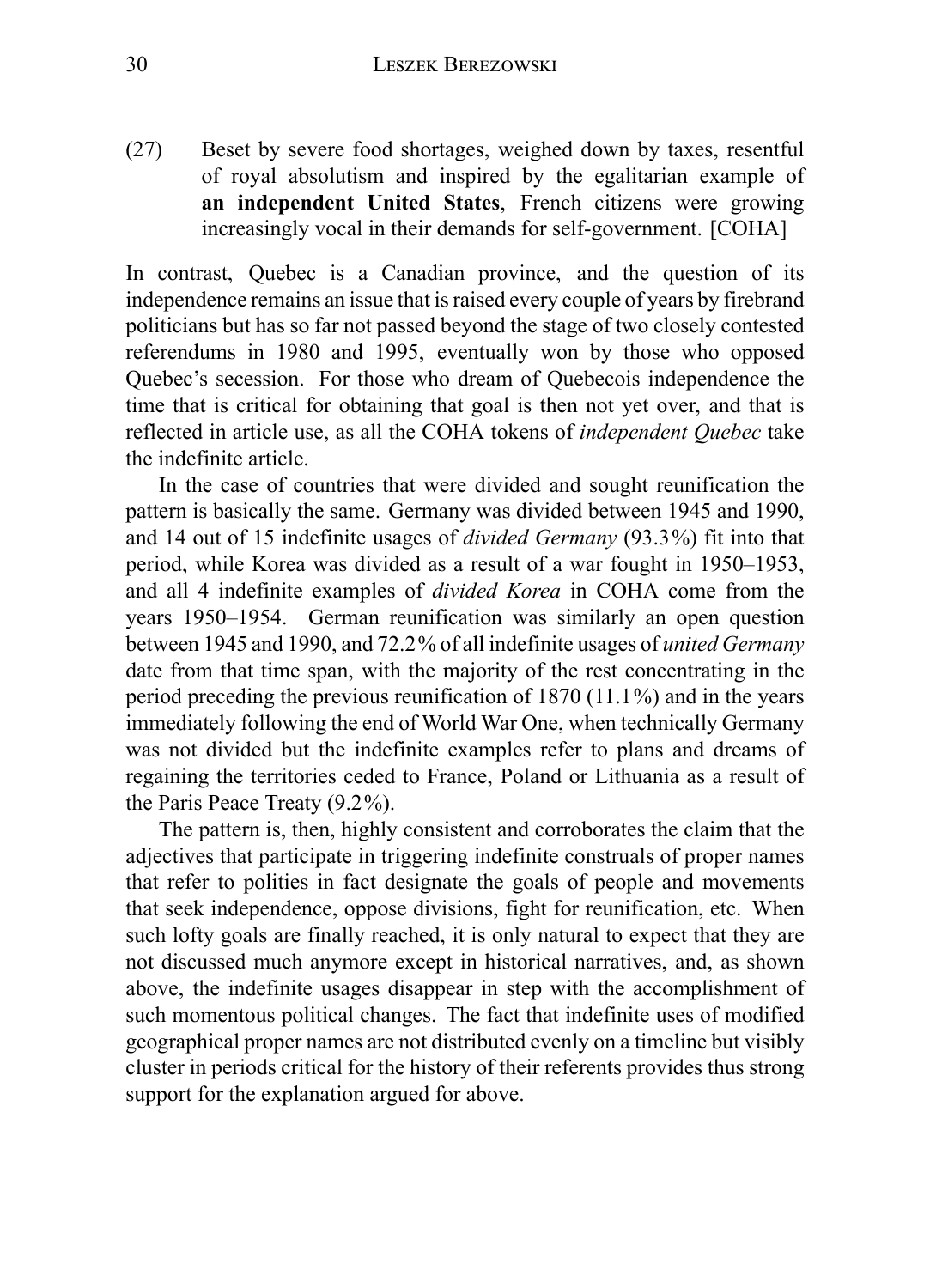(27) Beset by severe food shortages, weighed down by taxes, resentful of royal absolutism and inspired by the egalitarian example of **an independent United States**, French citizens were growing increasingly vocal in their demands for self-government. [COHA]

In contrast, Quebec is a Canadian province, and the question of its independence remains an issue that is raised every couple of years by firebrand politicians but has so far not passed beyond the stage of two closely contested referendums in 1980 and 1995, eventually won by those who opposed Quebec's secession. For those who dream of Quebecois independence the time that is critical for obtaining that goal is then not yet over, and that is reflected in article use, as all the COHA tokens of *independent Quebec* take the indefinite article.

In the case of countries that were divided and sought reunification the pattern is basically the same. Germany was divided between 1945 and 1990, and 14 out of 15 indefinite usages of *divided Germany* (93.3%) fit into that period, while Korea was divided as a result of a war fought in 1950–1953, and all 4 indefinite examples of *divided Korea* in COHA come from the years 1950–1954. German reunification was similarly an open question between 1945 and 1990, and 72.2% of all indefinite usages of *united Germany* date from that time span, with the majority of the rest concentrating in the period preceding the previous reunification of 1870 (11.1%) and in the years immediately following the end of World War One, when technically Germany was not divided but the indefinite examples refer to plans and dreams of regaining the territories ceded to France, Poland or Lithuania as a result of the Paris Peace Treaty (9.2%).

The pattern is, then, highly consistent and corroborates the claim that the adjectives that participate in triggering indefinite construals of proper names that refer to polities in fact designate the goals of people and movements that seek independence, oppose divisions, fight for reunification, etc. When such lofty goals are finally reached, it is only natural to expect that they are not discussed much anymore except in historical narratives, and, as shown above, the indefinite usages disappear in step with the accomplishment of such momentous political changes. The fact that indefinite uses of modified geographical proper names are not distributed evenly on a timeline but visibly cluster in periods critical for the history of their referents provides thus strong support for the explanation argued for above.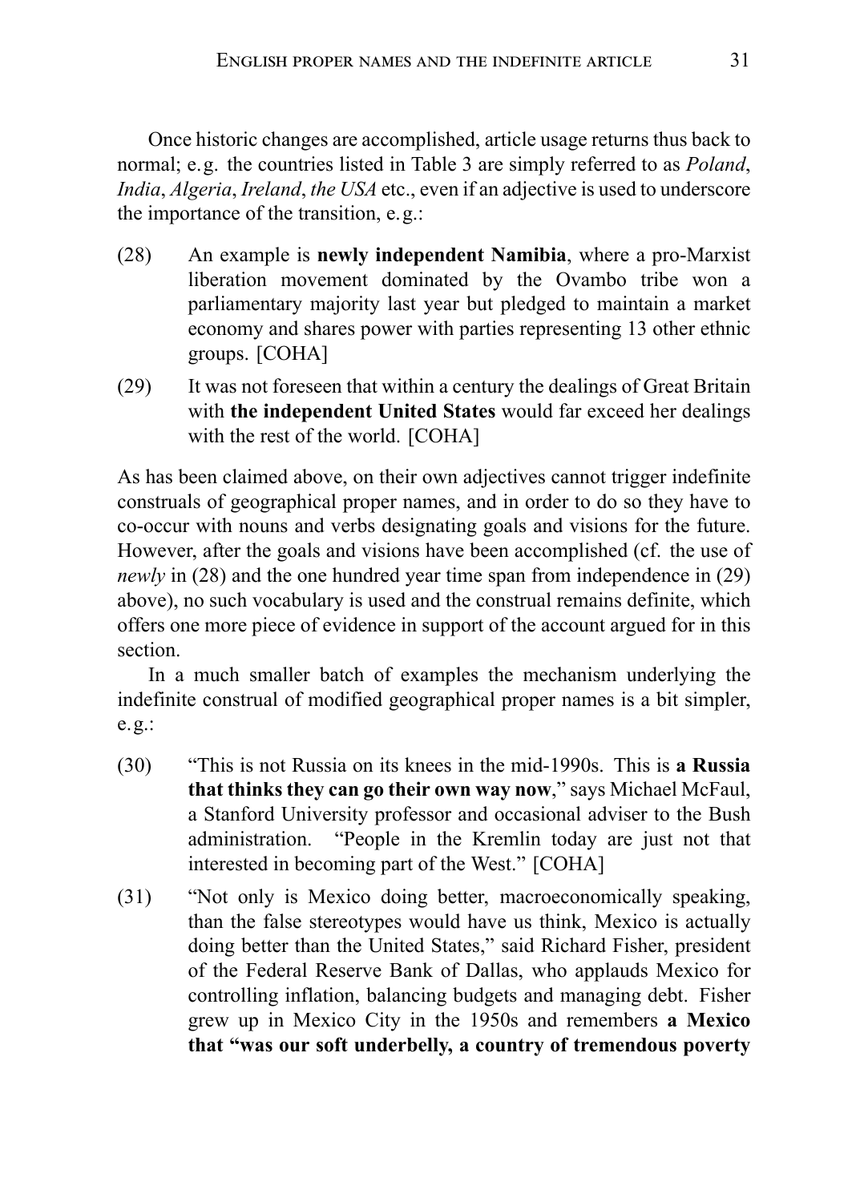Once historic changes are accomplished, article usage returns thus back to normal; e.g. the countries listed in Table 3 are simply referred to as *Poland*, *India*, *Algeria*, *Ireland*, *the USA* etc., even if an adjective is used to underscore the importance of the transition, e.g.:

(28) An example is **newly independent Namibia**, where a pro-Marxist liberation movement dominated by the Ovambo tribe won a parliamentary majority last year but pledged to maintain a market economy and shares power with parties representing 13 other ethnic groups. [COHA]

(29) It was not foreseen that within a century the dealings of Great Britain with **the independent United States** would far exceed her dealings with the rest of the world. [COHA]

As has been claimed above, on their own adjectives cannot trigger indefinite construals of geographical proper names, and in order to do so they have to co-occur with nouns and verbs designating goals and visions for the future. However, after the goals and visions have been accomplished (cf. the use of *newly* in (28) and the one hundred year time span from independence in (29) above), no such vocabulary is used and the construal remains definite, which offers one more piece of evidence in support of the account argued for in this section.

In a much smaller batch of examples the mechanism underlying the indefinite construal of modified geographical proper names is a bit simpler, e.g.:

(30) "This is not Russia on its knees in the mid-1990s. This is **a Russia that thinks they can go their own way now**," says Michael McFaul, a Stanford University professor and occasional adviser to the Bush administration. "People in the Kremlin today are just not that interested in becoming part of the West." [COHA]

(31) "Not only is Mexico doing better, macroeconomically speaking, than the false stereotypes would have us think, Mexico is actually doing better than the United States," said Richard Fisher, president of the Federal Reserve Bank of Dallas, who applauds Mexico for controlling inflation, balancing budgets and managing debt. Fisher grew up in Mexico City in the 1950s and remembers **a Mexico that "was our soft underbelly, a country of tremendous poverty**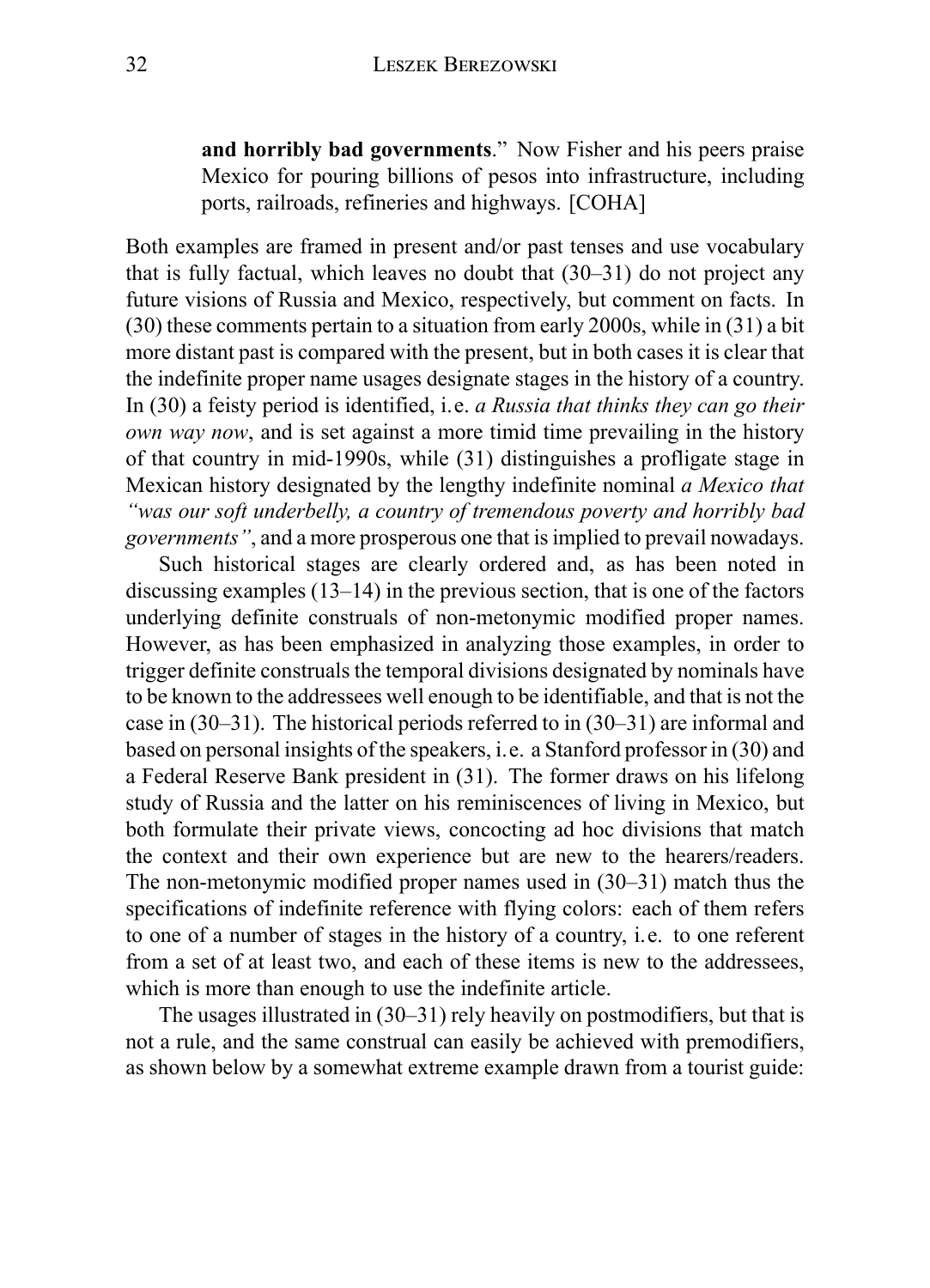**and horribly bad governments**." Now Fisher and his peers praise Mexico for pouring billions of pesos into infrastructure, including ports, railroads, refineries and highways. [COHA]

Both examples are framed in present and/or past tenses and use vocabulary that is fully factual, which leaves no doubt that (30–31) do not project any future visions of Russia and Mexico, respectively, but comment on facts. In (30) these comments pertain to a situation from early 2000s, while in (31) a bit more distant past is compared with the present, but in both cases it is clear that the indefinite proper name usages designate stages in the history of a country. In (30) a feisty period is identified, i. e. *a Russia that thinks they can go their own way now*, and is set against a more timid time prevailing in the history of that country in mid-1990s, while (31) distinguishes a profligate stage in Mexican history designated by the lengthy indefinite nominal *a Mexico that "was our soft underbelly, a country of tremendous poverty and horribly bad governments"*, and a more prosperous one that is implied to prevail nowadays.

Such historical stages are clearly ordered and, as has been noted in discussing examples (13–14) in the previous section, that is one of the factors underlying definite construals of non-metonymic modified proper names. However, as has been emphasized in analyzing those examples, in order to trigger definite construals the temporal divisions designated by nominals have to be known to the addressees well enough to be identifiable, and that is not the case in (30–31). The historical periods referred to in (30–31) are informal and based on personal insights of the speakers, i. e. a Stanford professor in (30) and a Federal Reserve Bank president in (31). The former draws on his lifelong study of Russia and the latter on his reminiscences of living in Mexico, but both formulate their private views, concocting ad hoc divisions that match the context and their own experience but are new to the hearers/readers. The non-metonymic modified proper names used in (30–31) match thus the specifications of indefinite reference with flying colors: each of them refers to one of a number of stages in the history of a country, i. e. to one referent from a set of at least two, and each of these items is new to the addressees, which is more than enough to use the indefinite article.

The usages illustrated in (30–31) rely heavily on postmodifiers, but that is not a rule, and the same construal can easily be achieved with premodifiers, as shown below by a somewhat extreme example drawn from a tourist guide: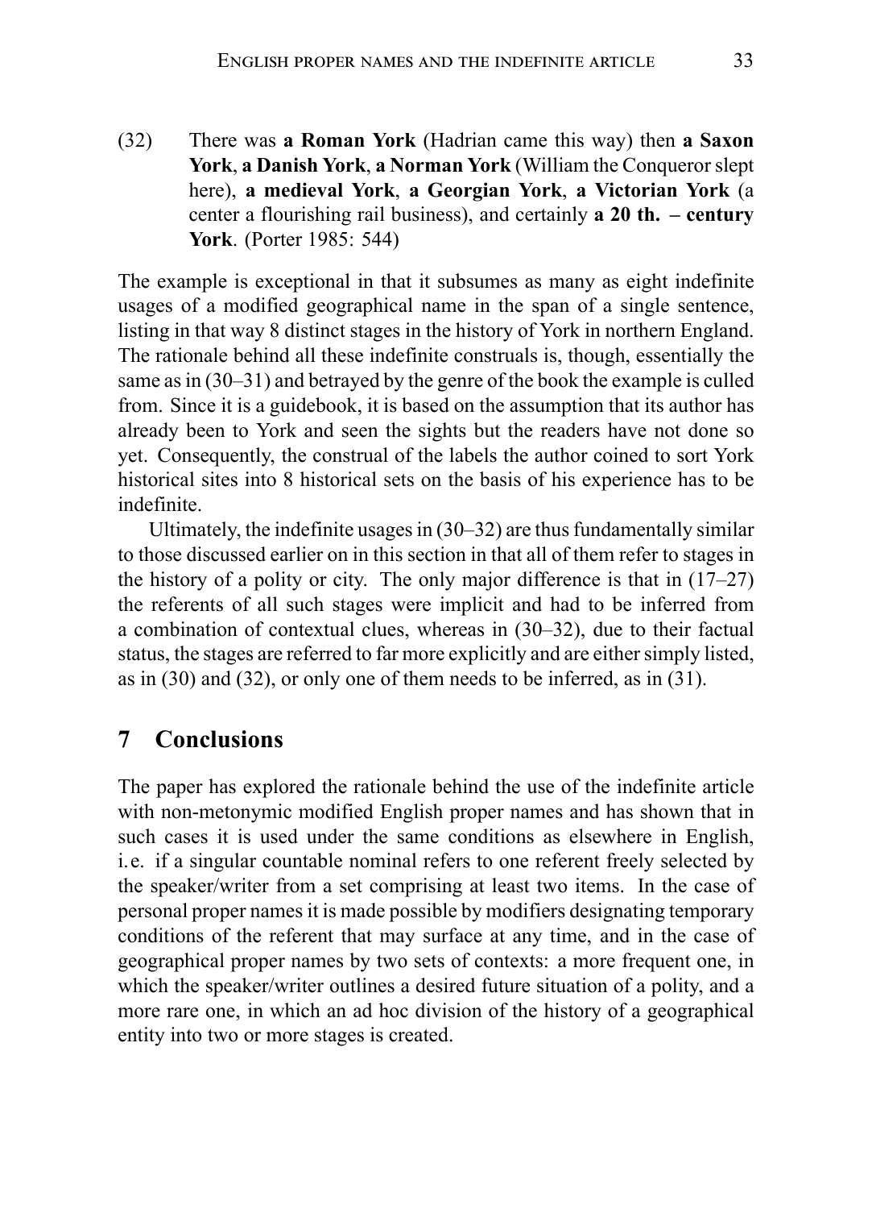(32) There was **a Roman York** (Hadrian came this way) then **a Saxon York**, **a Danish York**, **a Norman York** (William the Conqueror slept here), **a medieval York**, **a Georgian York**, **a Victorian York** (a center a flourishing rail business), and certainly **a 20 th. – century York**. (Porter 1985: 544)

The example is exceptional in that it subsumes as many as eight indefinite usages of a modified geographical name in the span of a single sentence, listing in that way 8 distinct stages in the history of York in northern England. The rationale behind all these indefinite construals is, though, essentially the same as in (30–31) and betrayed by the genre of the book the example is culled from. Since it is a guidebook, it is based on the assumption that its author has already been to York and seen the sights but the readers have not done so yet. Consequently, the construal of the labels the author coined to sort York historical sites into 8 historical sets on the basis of his experience has to be indefinite.

Ultimately, the indefinite usages in (30–32) are thus fundamentally similar to those discussed earlier on in this section in that all of them refer to stages in the history of a polity or city. The only major difference is that in (17–27) the referents of all such stages were implicit and had to be inferred from a combination of contextual clues, whereas in (30–32), due to their factual status, the stages are referred to far more explicitly and are either simply listed, as in (30) and (32), or only one of them needs to be inferred, as in (31).

## 7 Conclusions

The paper has explored the rationale behind the use of the indefinite article with non-metonymic modified English proper names and has shown that in such cases it is used under the same conditions as elsewhere in English, i.e. if a singular countable nominal refers to one referent freely selected by the speaker/writer from a set comprising at least two items. In the case of personal proper names it is made possible by modifiers designating temporary conditions of the referent that may surface at any time, and in the case of geographical proper names by two sets of contexts: a more frequent one, in which the speaker/writer outlines a desired future situation of a polity, and a more rare one, in which an ad hoc division of the history of a geographical entity into two or more stages is created.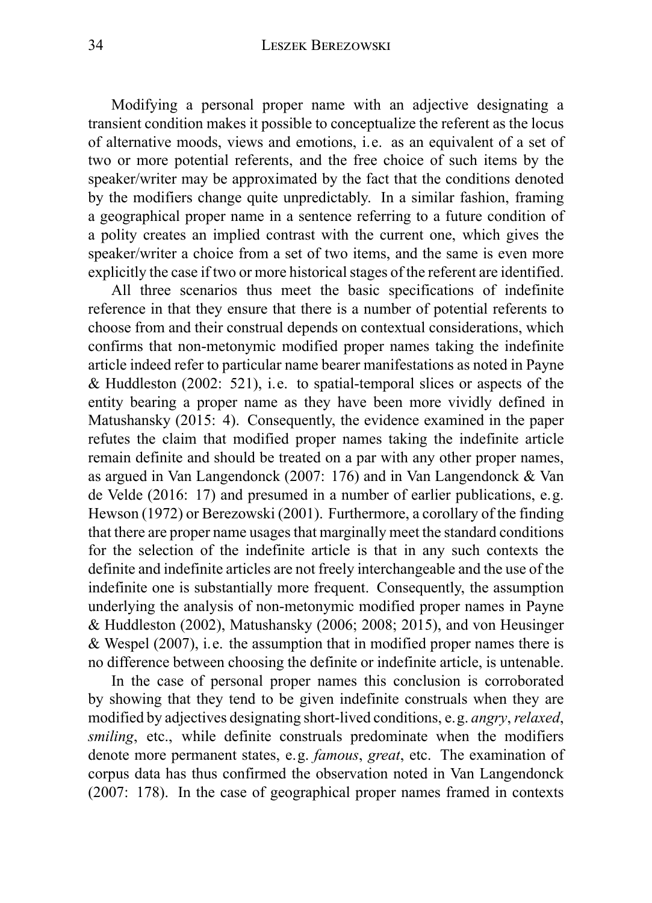Modifying a personal proper name with an adjective designating a transient condition makes it possible to conceptualize the referent as the locus of alternative moods, views and emotions, i.e. as an equivalent of a set of two or more potential referents, and the free choice of such items by the speaker/writer may be approximated by the fact that the conditions denoted by the modifiers change quite unpredictably. In a similar fashion, framing a geographical proper name in a sentence referring to a future condition of a polity creates an implied contrast with the current one, which gives the speaker/writer a choice from a set of two items, and the same is even more explicitly the case if two or more historical stages of the referent are identified.

All three scenarios thus meet the basic specifications of indefinite reference in that they ensure that there is a number of potential referents to choose from and their construal depends on contextual considerations, which confirms that non-metonymic modified proper names taking the indefinite article indeed refer to particular name bearer manifestations as noted in Payne & Huddleston (2002: 521), i.e. to spatial-temporal slices or aspects of the entity bearing a proper name as they have been more vividly defined in Matushansky (2015: 4). Consequently, the evidence examined in the paper refutes the claim that modified proper names taking the indefinite article remain definite and should be treated on a par with any other proper names, as argued in Van Langendonck (2007: 176) and in Van Langendonck & Van de Velde (2016: 17) and presumed in a number of earlier publications, e.g. Hewson (1972) or Berezowski (2001). Furthermore, a corollary of the finding that there are proper name usages that marginally meet the standard conditions for the selection of the indefinite article is that in any such contexts the definite and indefinite articles are not freely interchangeable and the use of the indefinite one is substantially more frequent. Consequently, the assumption underlying the analysis of non-metonymic modified proper names in Payne & Huddleston (2002), Matushansky (2006; 2008; 2015), and von Heusinger & Wespel (2007), i.e. the assumption that in modified proper names there is no difference between choosing the definite or indefinite article, is untenable.

In the case of personal proper names this conclusion is corroborated by showing that they tend to be given indefinite construals when they are modified by adjectives designating short-lived conditions, e.g. *angry*, *relaxed*, *smiling*, etc., while definite construals predominate when the modifiers denote more permanent states, e.g. *famous*, *great*, etc. The examination of corpus data has thus confirmed the observation noted in Van Langendonck (2007: 178). In the case of geographical proper names framed in contexts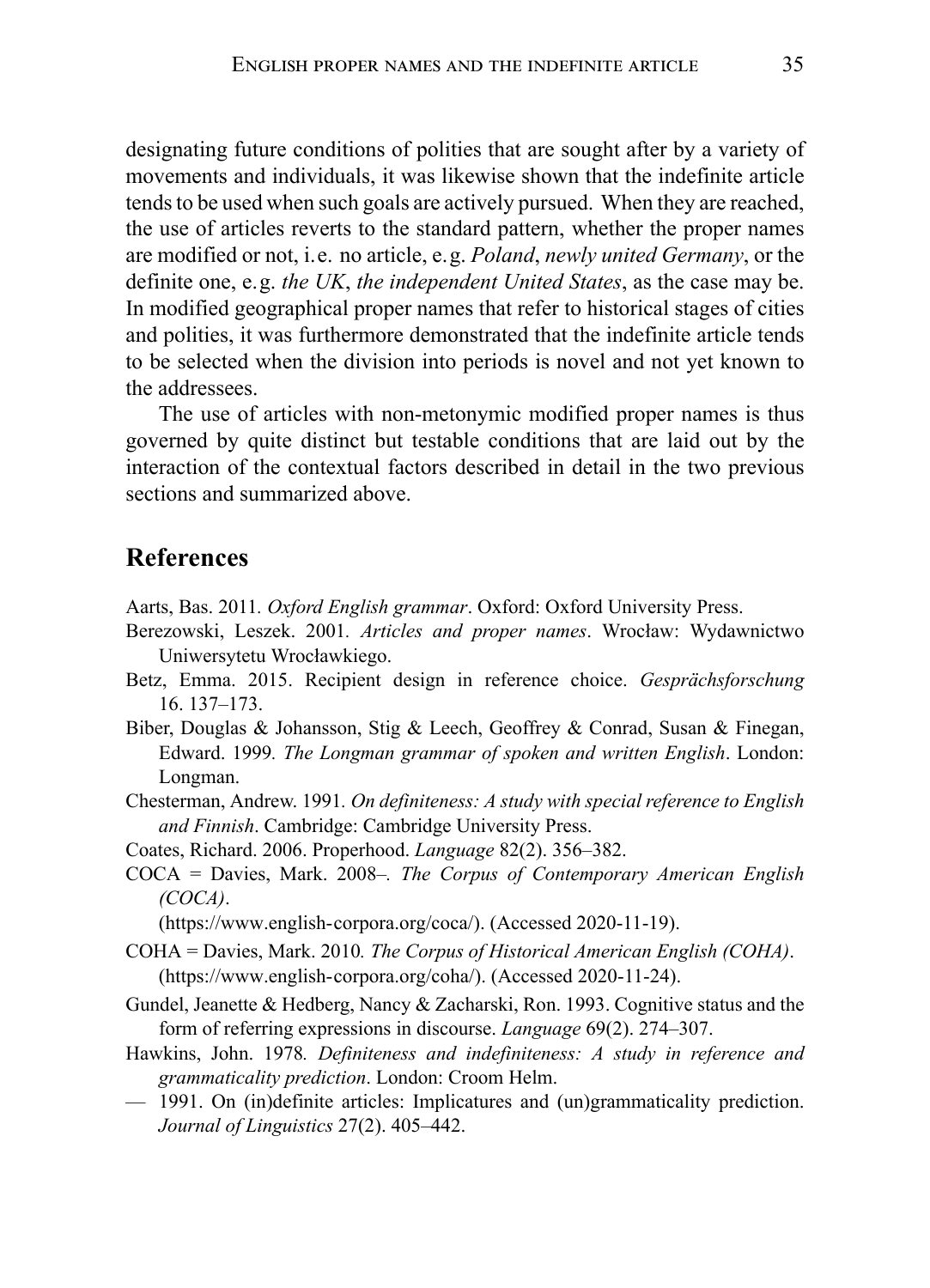designating future conditions of polities that are sought after by a variety of movements and individuals, it was likewise shown that the indefinite article tends to be used when such goals are actively pursued. When they are reached, the use of articles reverts to the standard pattern, whether the proper names are modified or not, i.e. no article, e.g. *Poland*, *newly united Germany*, or the definite one, e.g. *the UK*, *the independent United States*, as the case may be. In modified geographical proper names that refer to historical stages of cities and polities, it was furthermore demonstrated that the indefinite article tends to be selected when the division into periods is novel and not yet known to the addressees.

The use of articles with non-metonymic modified proper names is thus governed by quite distinct but testable conditions that are laid out by the interaction of the contextual factors described in detail in the two previous sections and summarized above.

## References

Aarts, Bas. 2011. *Oxford English grammar*. Oxford: Oxford University Press.

Berezowski, Leszek. 2001. *Articles and proper names*. Wrocław: Wydawnictwo Uniwersytetu Wrocławkiego.

Betz, Emma. 2015. Recipient design in reference choice. *Gesprächsforschung* 16. 137–173.

Biber, Douglas & Johansson, Stig & Leech, Geoffrey & Conrad, Susan & Finegan, Edward. 1999. *The Longman grammar of spoken and written English*. London: Longman.

Chesterman, Andrew. 1991. *On definiteness: A study with special reference to English and Finnish*. Cambridge: Cambridge University Press.

Coates, Richard. 2006. Properhood. *Language* 82(2). 356–382.

COCA = Davies, Mark. 2008–. *The Corpus of Contemporary American English (COCA)*. (https://www.english-corpora.org/coca/). (Accessed 2020-11-19).

COHA = Davies, Mark. 2010. *The Corpus of Historical American English (COHA)*. (https://www.english-corpora.org/coha/). (Accessed 2020-11-24).

Gundel, Jeanette & Hedberg, Nancy & Zacharski, Ron. 1993. Cognitive status and the form of referring expressions in discourse. *Language* 69(2). 274–307.

Hawkins, John. 1978. *Definiteness and indefiniteness: A study in reference and grammaticality prediction*. London: Croom Helm.

— 1991. On (in)definite articles: Implicatures and (un)grammaticality prediction. *Journal of Linguistics* 27(2). 405–442.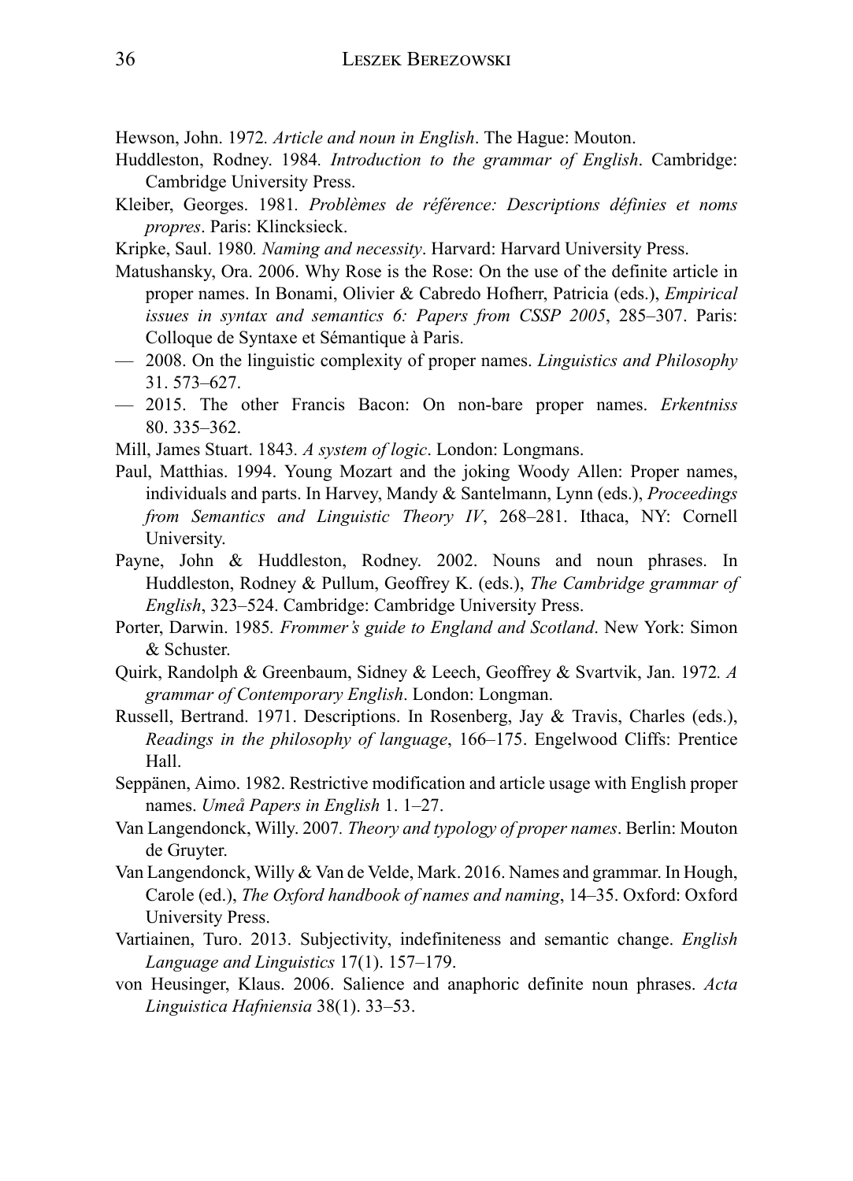Hewson, John. 1972. *Article and noun in English*. The Hague: Mouton.

Huddleston, Rodney. 1984. *Introduction to the grammar of English*. Cambridge: Cambridge University Press.

Kleiber, Georges. 1981. *Problèmes de référence: Descriptions définies et noms propres*. Paris: Klincksieck.

Kripke, Saul. 1980. *Naming and necessity*. Harvard: Harvard University Press.

Matushansky, Ora. 2006. Why Rose is the Rose: On the use of the definite article in proper names. In Bonami, Olivier & Cabredo Hofherr, Patricia (eds.), *Empirical issues in syntax and semantics 6: Papers from CSSP 2005*, 285–307. Paris: Colloque de Syntaxe et Sémantique à Paris.

— 2008. On the linguistic complexity of proper names. *Linguistics and Philosophy* 31. 573–627.

— 2015. The other Francis Bacon: On non-bare proper names. *Erkentniss* 80. 335–362.

Mill, James Stuart. 1843. *A system of logic*. London: Longmans.

Paul, Matthias. 1994. Young Mozart and the joking Woody Allen: Proper names, individuals and parts. In Harvey, Mandy & Santelmann, Lynn (eds.), *Proceedings from Semantics and Linguistic Theory IV*, 268–281. Ithaca, NY: Cornell University.

Payne, John & Huddleston, Rodney. 2002. Nouns and noun phrases. In Huddleston, Rodney & Pullum, Geoffrey K. (eds.), *The Cambridge grammar of English*, 323–524. Cambridge: Cambridge University Press.

Porter, Darwin. 1985. *Frommer's guide to England and Scotland*. New York: Simon & Schuster.

Quirk, Randolph & Greenbaum, Sidney & Leech, Geoffrey & Svartvik, Jan. 1972. *A grammar of Contemporary English*. London: Longman.

Russell, Bertrand. 1971. Descriptions. In Rosenberg, Jay & Travis, Charles (eds.), *Readings in the philosophy of language*, 166–175. Engelwood Cliffs: Prentice Hall.

Seppänen, Aimo. 1982. Restrictive modification and article usage with English proper names. *Umeå Papers in English* 1. 1–27.

Van Langendonck, Willy. 2007. *Theory and typology of proper names*. Berlin: Mouton de Gruyter.

Van Langendonck, Willy & Van de Velde, Mark. 2016. Names and grammar. In Hough, Carole (ed.), *The Oxford handbook of names and naming*, 14–35. Oxford: Oxford University Press.

Vartiainen, Turo. 2013. Subjectivity, indefiniteness and semantic change. *English Language and Linguistics* 17(1). 157–179.

von Heusinger, Klaus. 2006. Salience and anaphoric definite noun phrases. *Acta Linguistica Hafniensia* 38(1). 33–53.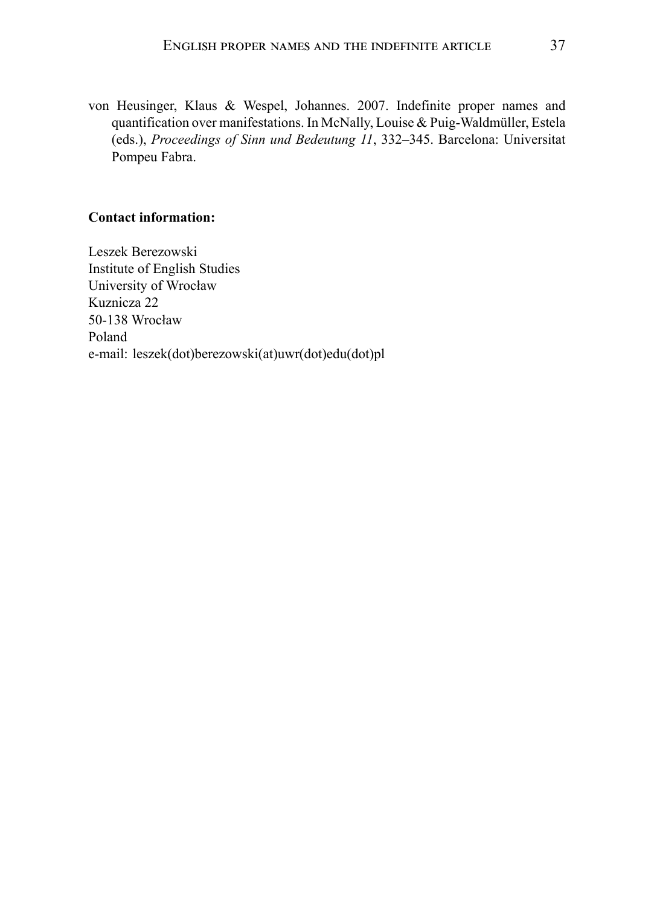von Heusinger, Klaus & Wespel, Johannes. 2007. Indefinite proper names and quantification over manifestations. In McNally, Louise & Puig-Waldmüller, Estela (eds.), *Proceedings of Sinn und Bedeutung 11*, 332–345. Barcelona: Universitat Pompeu Fabra.

**Contact information:**

Leszek Berezowski
Institute of English Studies
University of Wrocław
Kuznicza 22
50-138 Wrocław
Poland
e-mail: leszek(dot)berezowski(at)uwr(dot)edu(dot)pl